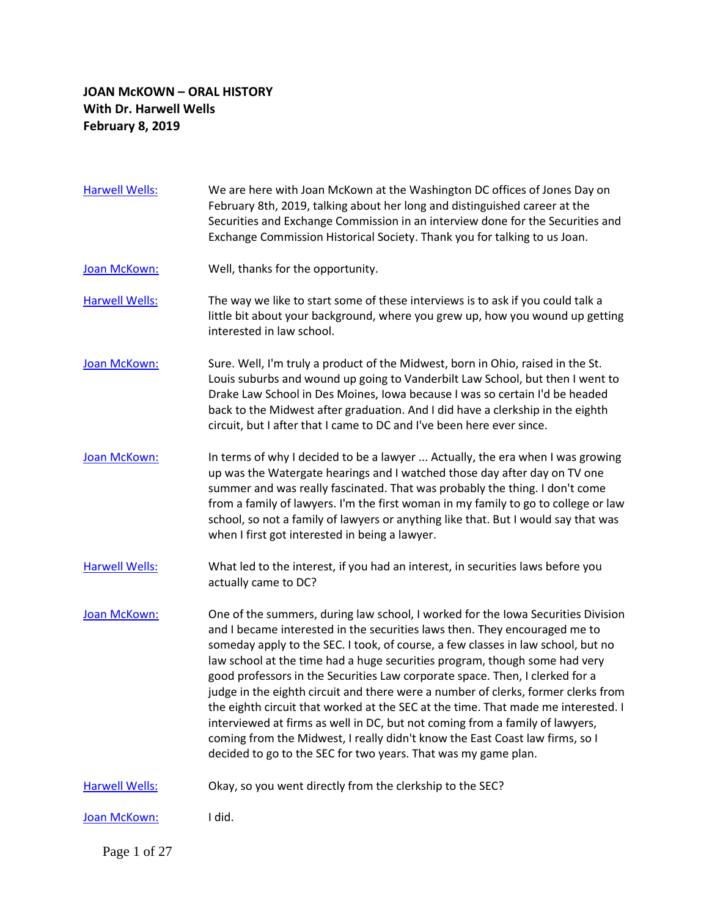**JOAN McKOWN – ORAL HISTORY**
**With Dr. Harwell Wells**
**February 8, 2019**

**Harwell Wells:** We are here with Joan McKown at the Washington DC offices of Jones Day on February 8th, 2019, talking about her long and distinguished career at the Securities and Exchange Commission in an interview done for the Securities and Exchange Commission Historical Society. Thank you for talking to us Joan.

**Joan McKown:** Well, thanks for the opportunity.

**Harwell Wells:** The way we like to start some of these interviews is to ask if you could talk a little bit about your background, where you grew up, how you wound up getting interested in law school.

**Joan McKown:** Sure. Well, I'm truly a product of the Midwest, born in Ohio, raised in the St. Louis suburbs and wound up going to Vanderbilt Law School, but then I went to Drake Law School in Des Moines, Iowa because I was so certain I'd be headed back to the Midwest after graduation. And I did have a clerkship in the eighth circuit, but I after that I came to DC and I've been here ever since.

**Joan McKown:** In terms of why I decided to be a lawyer ... Actually, the era when I was growing up was the Watergate hearings and I watched those day after day on TV one summer and was really fascinated. That was probably the thing. I don't come from a family of lawyers. I'm the first woman in my family to go to college or law school, so not a family of lawyers or anything like that. But I would say that was when I first got interested in being a lawyer.

**Harwell Wells:** What led to the interest, if you had an interest, in securities laws before you actually came to DC?

**Joan McKown:** One of the summers, during law school, I worked for the Iowa Securities Division and I became interested in the securities laws then. They encouraged me to someday apply to the SEC. I took, of course, a few classes in law school, but no law school at the time had a huge securities program, though some had very good professors in the Securities Law corporate space. Then, I clerked for a judge in the eighth circuit and there were a number of clerks, former clerks from the eighth circuit that worked at the SEC at the time. That made me interested. I interviewed at firms as well in DC, but not coming from a family of lawyers, coming from the Midwest, I really didn't know the East Coast law firms, so I decided to go to the SEC for two years. That was my game plan.

**Harwell Wells:** Okay, so you went directly from the clerkship to the SEC?

**Joan McKown:** I did.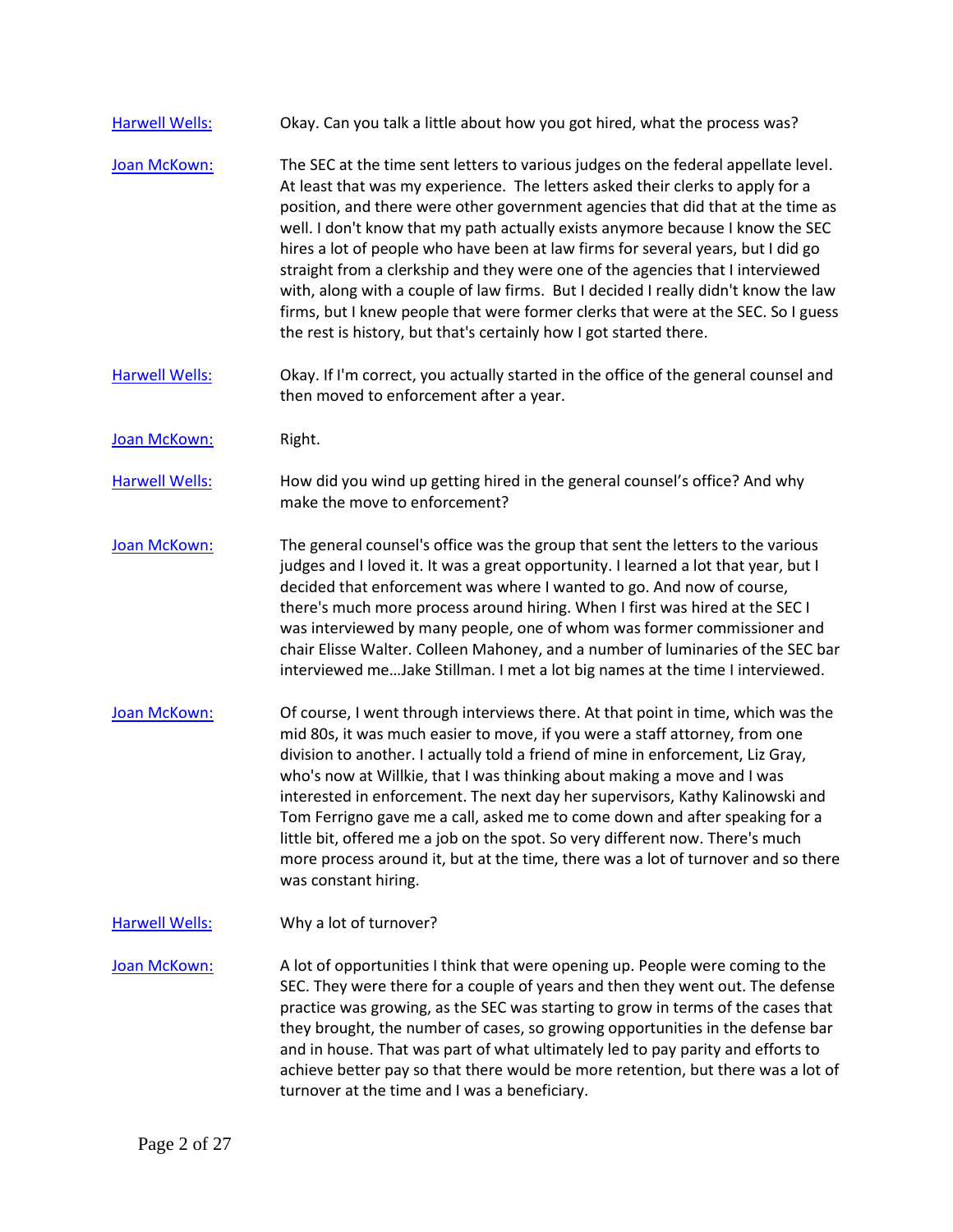[Harwell Wells:](#) Okay. Can you talk a little about how you got hired, what the process was?

[Joan McKown:](#) The SEC at the time sent letters to various judges on the federal appellate level. At least that was my experience. The letters asked their clerks to apply for a position, and there were other government agencies that did that at the time as well. I don't know that my path actually exists anymore because I know the SEC hires a lot of people who have been at law firms for several years, but I did go straight from a clerkship and they were one of the agencies that I interviewed with, along with a couple of law firms. But I decided I really didn't know the law firms, but I knew people that were former clerks that were at the SEC. So I guess the rest is history, but that's certainly how I got started there.

[Harwell Wells:](#) Okay. If I'm correct, you actually started in the office of the general counsel and then moved to enforcement after a year.

[Joan McKown:](#) Right.

[Harwell Wells:](#) How did you wind up getting hired in the general counsel's office? And why make the move to enforcement?

[Joan McKown:](#) The general counsel's office was the group that sent the letters to the various judges and I loved it. It was a great opportunity. I learned a lot that year, but I decided that enforcement was where I wanted to go. And now of course, there's much more process around hiring. When I first was hired at the SEC I was interviewed by many people, one of whom was former commissioner and chair Elisse Walter. Colleen Mahoney, and a number of luminaries of the SEC bar interviewed me…Jake Stillman. I met a lot big names at the time I interviewed.

[Joan McKown:](#) Of course, I went through interviews there. At that point in time, which was the mid 80s, it was much easier to move, if you were a staff attorney, from one division to another. I actually told a friend of mine in enforcement, Liz Gray, who's now at Willkie, that I was thinking about making a move and I was interested in enforcement. The next day her supervisors, Kathy Kalinowski and Tom Ferrigno gave me a call, asked me to come down and after speaking for a little bit, offered me a job on the spot. So very different now. There's much more process around it, but at the time, there was a lot of turnover and so there was constant hiring.

[Harwell Wells:](#) Why a lot of turnover?

[Joan McKown:](#) A lot of opportunities I think that were opening up. People were coming to the SEC. They were there for a couple of years and then they went out. The defense practice was growing, as the SEC was starting to grow in terms of the cases that they brought, the number of cases, so growing opportunities in the defense bar and in house. That was part of what ultimately led to pay parity and efforts to achieve better pay so that there would be more retention, but there was a lot of turnover at the time and I was a beneficiary.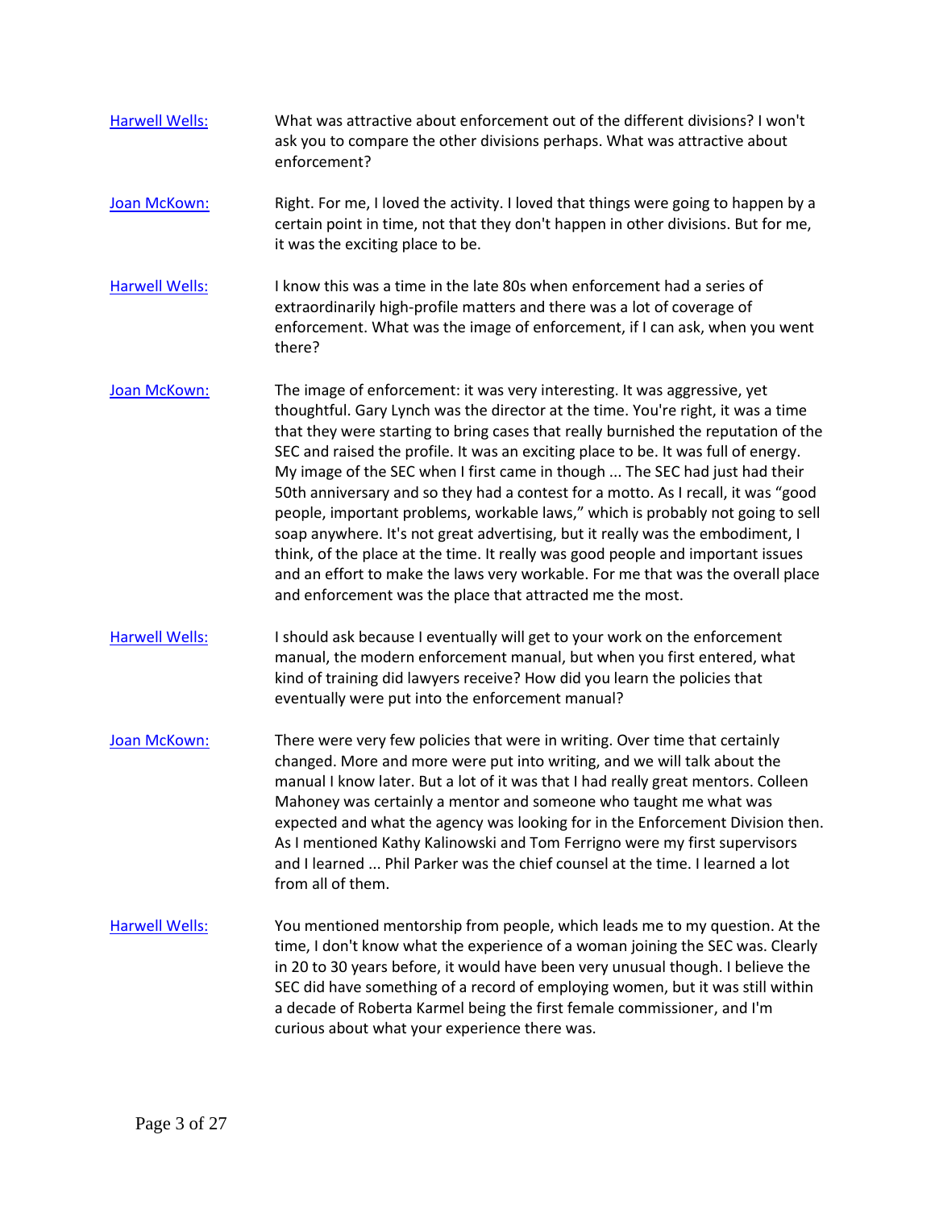**Harwell Wells:** What was attractive about enforcement out of the different divisions? I won't ask you to compare the other divisions perhaps. What was attractive about enforcement?

**Joan McKown:** Right. For me, I loved the activity. I loved that things were going to happen by a certain point in time, not that they don't happen in other divisions. But for me, it was the exciting place to be.

**Harwell Wells:** I know this was a time in the late 80s when enforcement had a series of extraordinarily high-profile matters and there was a lot of coverage of enforcement. What was the image of enforcement, if I can ask, when you went there?

**Joan McKown:** The image of enforcement: it was very interesting. It was aggressive, yet thoughtful. Gary Lynch was the director at the time. You're right, it was a time that they were starting to bring cases that really burnished the reputation of the SEC and raised the profile. It was an exciting place to be. It was full of energy. My image of the SEC when I first came in though ... The SEC had just had their 50th anniversary and so they had a contest for a motto. As I recall, it was "good people, important problems, workable laws," which is probably not going to sell soap anywhere. It's not great advertising, but it really was the embodiment, I think, of the place at the time. It really was good people and important issues and an effort to make the laws very workable. For me that was the overall place and enforcement was the place that attracted me the most.

**Harwell Wells:** I should ask because I eventually will get to your work on the enforcement manual, the modern enforcement manual, but when you first entered, what kind of training did lawyers receive? How did you learn the policies that eventually were put into the enforcement manual?

**Joan McKown:** There were very few policies that were in writing. Over time that certainly changed. More and more were put into writing, and we will talk about the manual I know later. But a lot of it was that I had really great mentors. Colleen Mahoney was certainly a mentor and someone who taught me what was expected and what the agency was looking for in the Enforcement Division then. As I mentioned Kathy Kalinowski and Tom Ferrigno were my first supervisors and I learned ... Phil Parker was the chief counsel at the time. I learned a lot from all of them.

**Harwell Wells:** You mentioned mentorship from people, which leads me to my question. At the time, I don't know what the experience of a woman joining the SEC was. Clearly in 20 to 30 years before, it would have been very unusual though. I believe the SEC did have something of a record of employing women, but it was still within a decade of Roberta Karmel being the first female commissioner, and I'm curious about what your experience there was.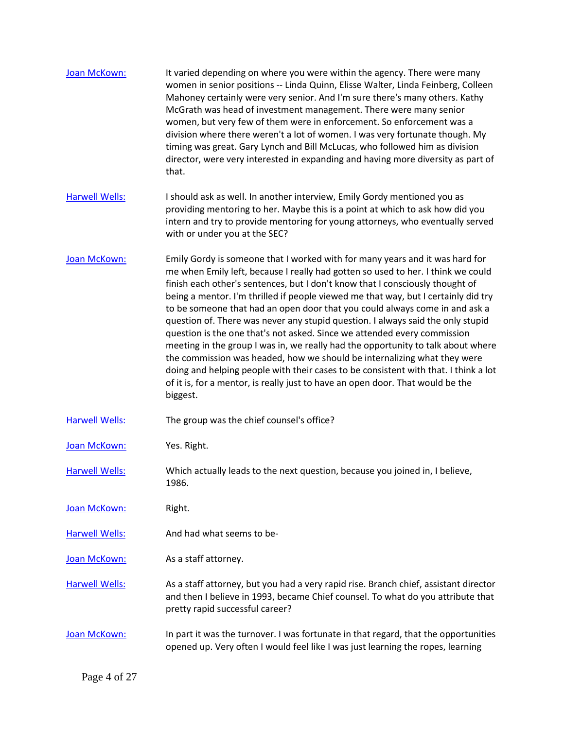[Joan McKown:] It varied depending on where you were within the agency. There were many women in senior positions -- Linda Quinn, Elisse Walter, Linda Feinberg, Colleen Mahoney certainly were very senior. And I'm sure there's many others. Kathy McGrath was head of investment management. There were many senior women, but very few of them were in enforcement. So enforcement was a division where there weren't a lot of women. I was very fortunate though. My timing was great. Gary Lynch and Bill McLucas, who followed him as division director, were very interested in expanding and having more diversity as part of that.

[Harwell Wells:] I should ask as well. In another interview, Emily Gordy mentioned you as providing mentoring to her. Maybe this is a point at which to ask how did you intern and try to provide mentoring for young attorneys, who eventually served with or under you at the SEC?

[Joan McKown:] Emily Gordy is someone that I worked with for many years and it was hard for me when Emily left, because I really had gotten so used to her. I think we could finish each other's sentences, but I don't know that I consciously thought of being a mentor. I'm thrilled if people viewed me that way, but I certainly did try to be someone that had an open door that you could always come in and ask a question of. There was never any stupid question. I always said the only stupid question is the one that's not asked. Since we attended every commission meeting in the group I was in, we really had the opportunity to talk about where the commission was headed, how we should be internalizing what they were doing and helping people with their cases to be consistent with that. I think a lot of it is, for a mentor, is really just to have an open door. That would be the biggest.

[Harwell Wells:] The group was the chief counsel's office?

[Joan McKown:] Yes. Right.

[Harwell Wells:] Which actually leads to the next question, because you joined in, I believe, 1986.

[Joan McKown:] Right.

[Harwell Wells:] And had what seems to be-

[Joan McKown:] As a staff attorney.

[Harwell Wells:] As a staff attorney, but you had a very rapid rise. Branch chief, assistant director and then I believe in 1993, became Chief counsel. To what do you attribute that pretty rapid successful career?

[Joan McKown:] In part it was the turnover. I was fortunate in that regard, that the opportunities opened up. Very often I would feel like I was just learning the ropes, learning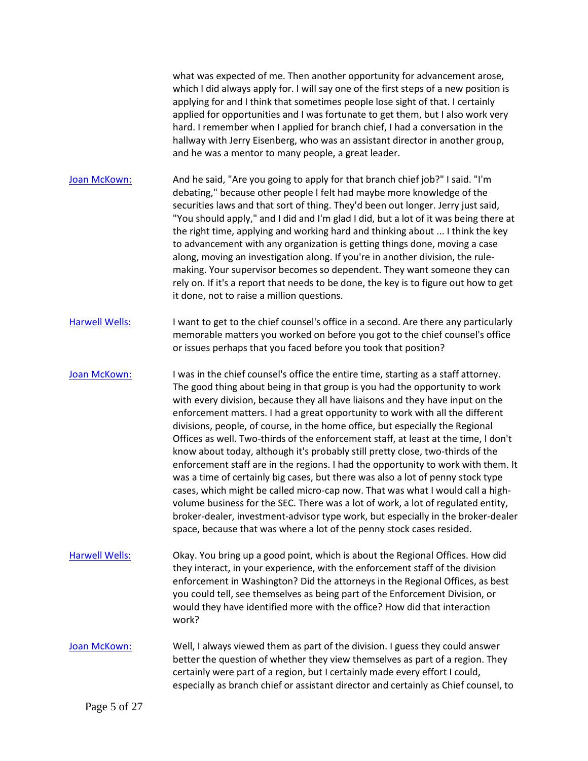what was expected of me. Then another opportunity for advancement arose, which I did always apply for. I will say one of the first steps of a new position is applying for and I think that sometimes people lose sight of that. I certainly applied for opportunities and I was fortunate to get them, but I also work very hard. I remember when I applied for branch chief, I had a conversation in the hallway with Jerry Eisenberg, who was an assistant director in another group, and he was a mentor to many people, a great leader.

**Joan McKown:** And he said, "Are you going to apply for that branch chief job?" I said. "I'm debating," because other people I felt had maybe more knowledge of the securities laws and that sort of thing. They'd been out longer. Jerry just said, "You should apply," and I did and I'm glad I did, but a lot of it was being there at the right time, applying and working hard and thinking about ... I think the key to advancement with any organization is getting things done, moving a case along, moving an investigation along. If you're in another division, the rule-making. Your supervisor becomes so dependent. They want someone they can rely on. If it's a report that needs to be done, the key is to figure out how to get it done, not to raise a million questions.

**Harwell Wells:** I want to get to the chief counsel's office in a second. Are there any particularly memorable matters you worked on before you got to the chief counsel's office or issues perhaps that you faced before you took that position?

**Joan McKown:** I was in the chief counsel's office the entire time, starting as a staff attorney. The good thing about being in that group is you had the opportunity to work with every division, because they all have liaisons and they have input on the enforcement matters. I had a great opportunity to work with all the different divisions, people, of course, in the home office, but especially the Regional Offices as well. Two-thirds of the enforcement staff, at least at the time, I don't know about today, although it's probably still pretty close, two-thirds of the enforcement staff are in the regions. I had the opportunity to work with them. It was a time of certainly big cases, but there was also a lot of penny stock type cases, which might be called micro-cap now. That was what I would call a high-volume business for the SEC. There was a lot of work, a lot of regulated entity, broker-dealer, investment-advisor type work, but especially in the broker-dealer space, because that was where a lot of the penny stock cases resided.

**Harwell Wells:** Okay. You bring up a good point, which is about the Regional Offices. How did they interact, in your experience, with the enforcement staff of the division enforcement in Washington? Did the attorneys in the Regional Offices, as best you could tell, see themselves as being part of the Enforcement Division, or would they have identified more with the office? How did that interaction work?

**Joan McKown:** Well, I always viewed them as part of the division. I guess they could answer better the question of whether they view themselves as part of a region. They certainly were part of a region, but I certainly made every effort I could, especially as branch chief or assistant director and certainly as Chief counsel, to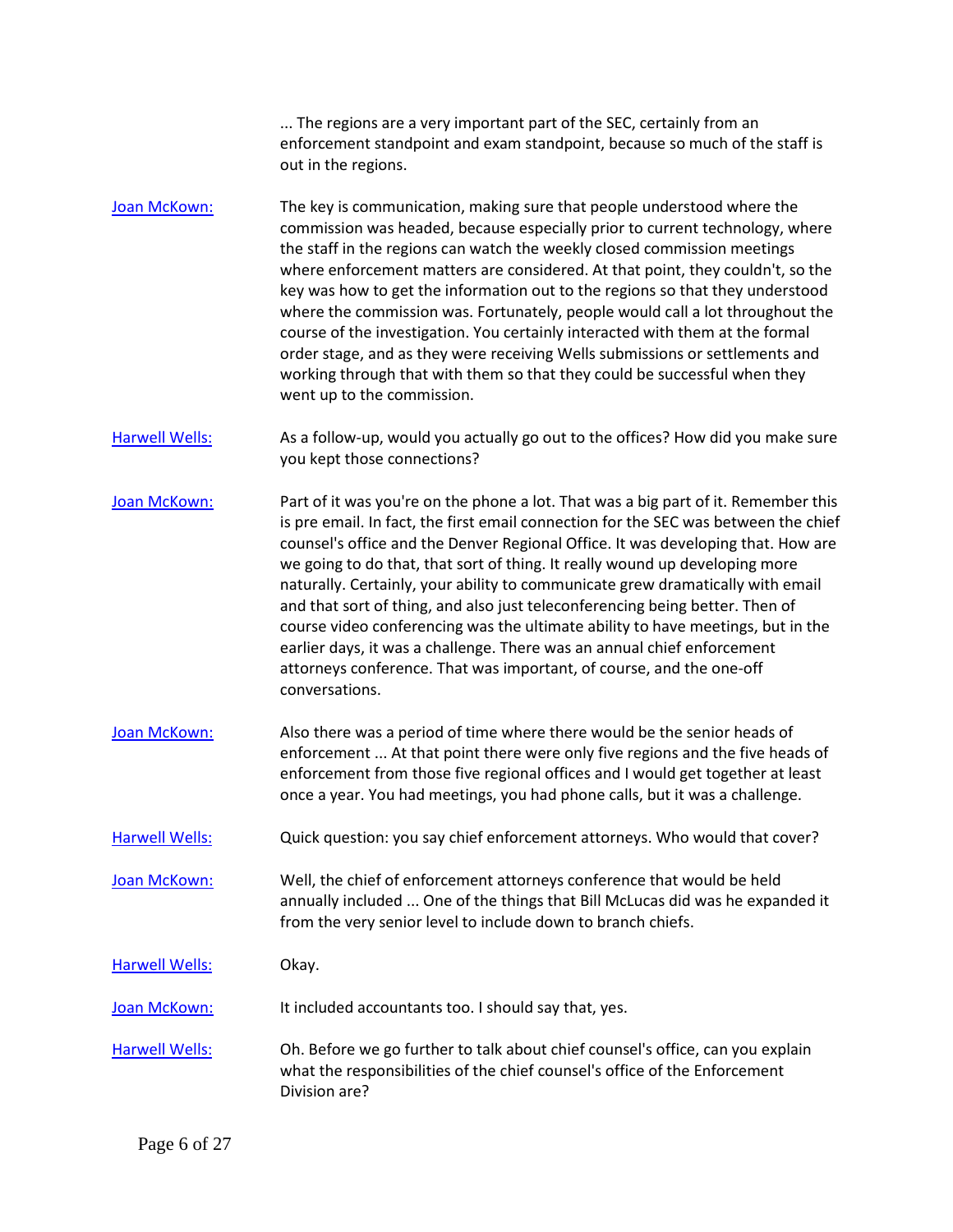... The regions are a very important part of the SEC, certainly from an enforcement standpoint and exam standpoint, because so much of the staff is out in the regions.

**Joan McKown:** The key is communication, making sure that people understood where the commission was headed, because especially prior to current technology, where the staff in the regions can watch the weekly closed commission meetings where enforcement matters are considered. At that point, they couldn't, so the key was how to get the information out to the regions so that they understood where the commission was. Fortunately, people would call a lot throughout the course of the investigation. You certainly interacted with them at the formal order stage, and as they were receiving Wells submissions or settlements and working through that with them so that they could be successful when they went up to the commission.

**Harwell Wells:** As a follow-up, would you actually go out to the offices? How did you make sure you kept those connections?

**Joan McKown:** Part of it was you're on the phone a lot. That was a big part of it. Remember this is pre email. In fact, the first email connection for the SEC was between the chief counsel's office and the Denver Regional Office. It was developing that. How are we going to do that, that sort of thing. It really wound up developing more naturally. Certainly, your ability to communicate grew dramatically with email and that sort of thing, and also just teleconferencing being better. Then of course video conferencing was the ultimate ability to have meetings, but in the earlier days, it was a challenge. There was an annual chief enforcement attorneys conference. That was important, of course, and the one-off conversations.

**Joan McKown:** Also there was a period of time where there would be the senior heads of enforcement ... At that point there were only five regions and the five heads of enforcement from those five regional offices and I would get together at least once a year. You had meetings, you had phone calls, but it was a challenge.

**Harwell Wells:** Quick question: you say chief enforcement attorneys. Who would that cover?

**Joan McKown:** Well, the chief of enforcement attorneys conference that would be held annually included ... One of the things that Bill McLucas did was he expanded it from the very senior level to include down to branch chiefs.

**Harwell Wells:** Okay.

**Joan McKown:** It included accountants too. I should say that, yes.

**Harwell Wells:** Oh. Before we go further to talk about chief counsel's office, can you explain what the responsibilities of the chief counsel's office of the Enforcement Division are?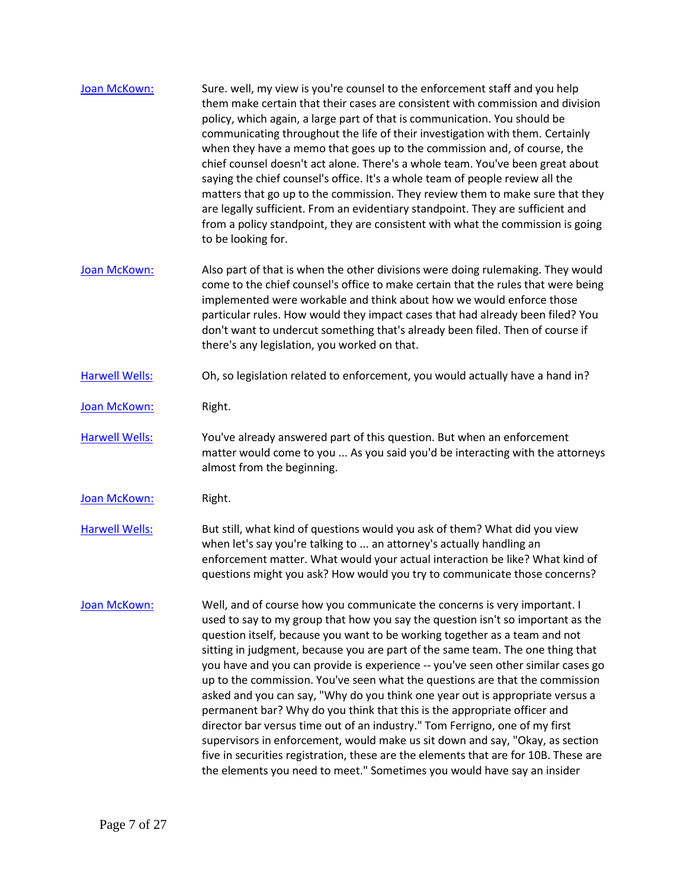**Joan McKown:** Sure. well, my view is you're counsel to the enforcement staff and you help them make certain that their cases are consistent with commission and division policy, which again, a large part of that is communication. You should be communicating throughout the life of their investigation with them. Certainly when they have a memo that goes up to the commission and, of course, the chief counsel doesn't act alone. There's a whole team. You've been great about saying the chief counsel's office. It's a whole team of people review all the matters that go up to the commission. They review them to make sure that they are legally sufficient. From an evidentiary standpoint. They are sufficient and from a policy standpoint, they are consistent with what the commission is going to be looking for.

**Joan McKown:** Also part of that is when the other divisions were doing rulemaking. They would come to the chief counsel's office to make certain that the rules that were being implemented were workable and think about how we would enforce those particular rules. How would they impact cases that had already been filed? You don't want to undercut something that's already been filed. Then of course if there's any legislation, you worked on that.

**Harwell Wells:** Oh, so legislation related to enforcement, you would actually have a hand in?

**Joan McKown:** Right.

**Harwell Wells:** You've already answered part of this question. But when an enforcement matter would come to you ... As you said you'd be interacting with the attorneys almost from the beginning.

**Joan McKown:** Right.

**Harwell Wells:** But still, what kind of questions would you ask of them? What did you view when let's say you're talking to ... an attorney's actually handling an enforcement matter. What would your actual interaction be like? What kind of questions might you ask? How would you try to communicate those concerns?

**Joan McKown:** Well, and of course how you communicate the concerns is very important. I used to say to my group that how you say the question isn't so important as the question itself, because you want to be working together as a team and not sitting in judgment, because you are part of the same team. The one thing that you have and you can provide is experience -- you've seen other similar cases go up to the commission. You've seen what the questions are that the commission asked and you can say, "Why do you think one year out is appropriate versus a permanent bar? Why do you think that this is the appropriate officer and director bar versus time out of an industry." Tom Ferrigno, one of my first supervisors in enforcement, would make us sit down and say, "Okay, as section five in securities registration, these are the elements that are for 10B. These are the elements you need to meet." Sometimes you would have say an insider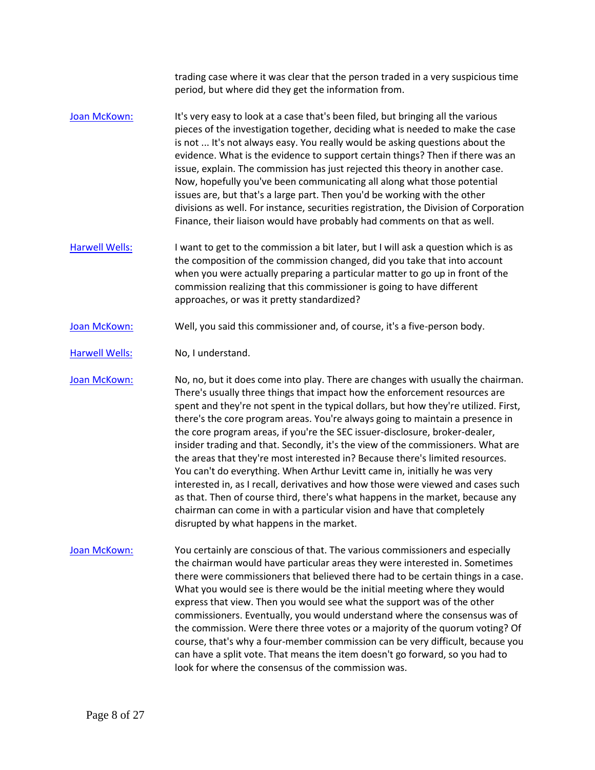trading case where it was clear that the person traded in a very suspicious time period, but where did they get the information from.

Joan McKown: It's very easy to look at a case that's been filed, but bringing all the various pieces of the investigation together, deciding what is needed to make the case is not ... It's not always easy. You really would be asking questions about the evidence. What is the evidence to support certain things? Then if there was an issue, explain. The commission has just rejected this theory in another case. Now, hopefully you've been communicating all along what those potential issues are, but that's a large part. Then you'd be working with the other divisions as well. For instance, securities registration, the Division of Corporation Finance, their liaison would have probably had comments on that as well.

Harwell Wells: I want to get to the commission a bit later, but I will ask a question which is as the composition of the commission changed, did you take that into account when you were actually preparing a particular matter to go up in front of the commission realizing that this commissioner is going to have different approaches, or was it pretty standardized?

Joan McKown: Well, you said this commissioner and, of course, it's a five-person body.

Harwell Wells: No, I understand.

Joan McKown: No, no, but it does come into play. There are changes with usually the chairman. There's usually three things that impact how the enforcement resources are spent and they're not spent in the typical dollars, but how they're utilized. First, there's the core program areas. You're always going to maintain a presence in the core program areas, if you're the SEC issuer-disclosure, broker-dealer, insider trading and that. Secondly, it's the view of the commissioners. What are the areas that they're most interested in? Because there's limited resources. You can't do everything. When Arthur Levitt came in, initially he was very interested in, as I recall, derivatives and how those were viewed and cases such as that. Then of course third, there's what happens in the market, because any chairman can come in with a particular vision and have that completely disrupted by what happens in the market.

Joan McKown: You certainly are conscious of that. The various commissioners and especially the chairman would have particular areas they were interested in. Sometimes there were commissioners that believed there had to be certain things in a case. What you would see is there would be the initial meeting where they would express that view. Then you would see what the support was of the other commissioners. Eventually, you would understand where the consensus was of the commission. Were there three votes or a majority of the quorum voting? Of course, that's why a four-member commission can be very difficult, because you can have a split vote. That means the item doesn't go forward, so you had to look for where the consensus of the commission was.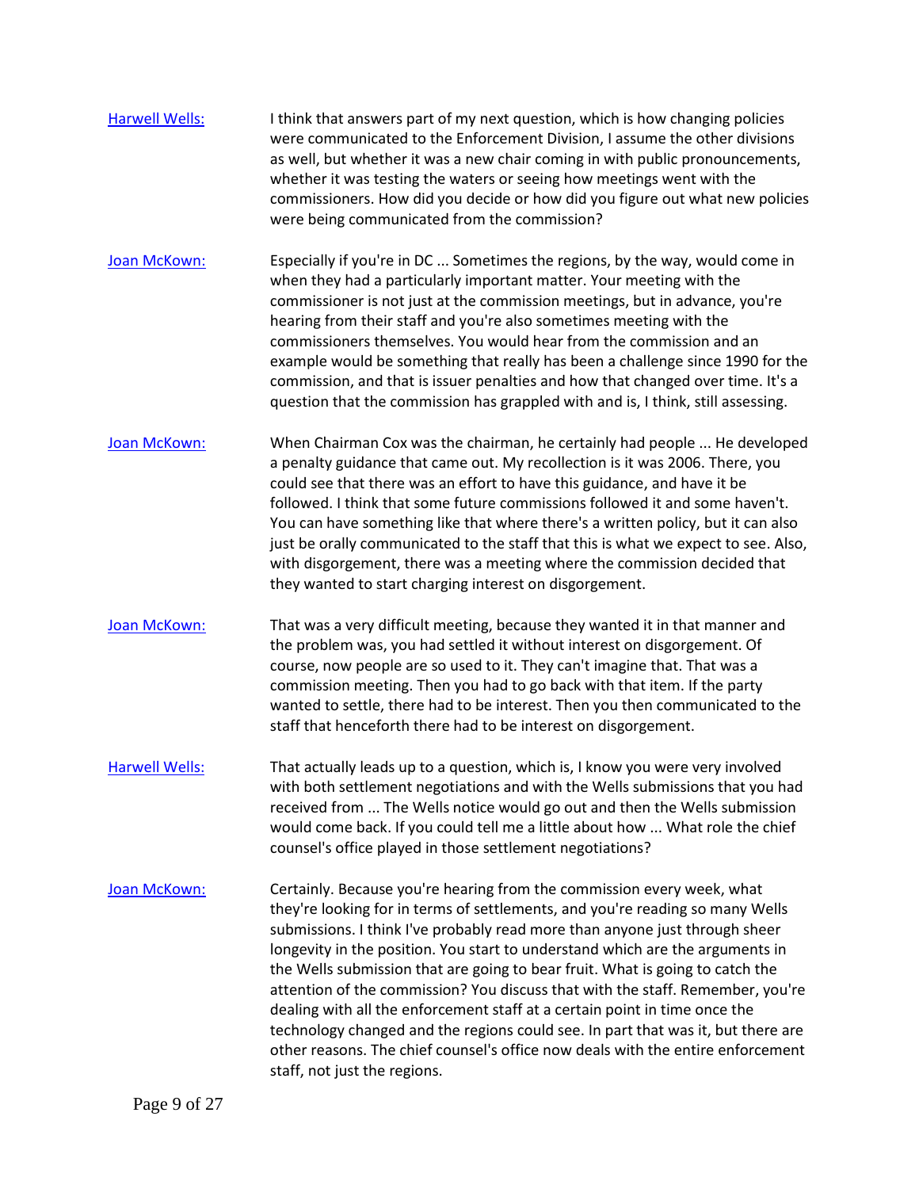Harwell Wells: I think that answers part of my next question, which is how changing policies were communicated to the Enforcement Division, I assume the other divisions as well, but whether it was a new chair coming in with public pronouncements, whether it was testing the waters or seeing how meetings went with the commissioners. How did you decide or how did you figure out what new policies were being communicated from the commission?

Joan McKown: Especially if you're in DC ... Sometimes the regions, by the way, would come in when they had a particularly important matter. Your meeting with the commissioner is not just at the commission meetings, but in advance, you're hearing from their staff and you're also sometimes meeting with the commissioners themselves. You would hear from the commission and an example would be something that really has been a challenge since 1990 for the commission, and that is issuer penalties and how that changed over time. It's a question that the commission has grappled with and is, I think, still assessing.

Joan McKown: When Chairman Cox was the chairman, he certainly had people ... He developed a penalty guidance that came out. My recollection is it was 2006. There, you could see that there was an effort to have this guidance, and have it be followed. I think that some future commissions followed it and some haven't. You can have something like that where there's a written policy, but it can also just be orally communicated to the staff that this is what we expect to see. Also, with disgorgement, there was a meeting where the commission decided that they wanted to start charging interest on disgorgement.

Joan McKown: That was a very difficult meeting, because they wanted it in that manner and the problem was, you had settled it without interest on disgorgement. Of course, now people are so used to it. They can't imagine that. That was a commission meeting. Then you had to go back with that item. If the party wanted to settle, there had to be interest. Then you then communicated to the staff that henceforth there had to be interest on disgorgement.

Harwell Wells: That actually leads up to a question, which is, I know you were very involved with both settlement negotiations and with the Wells submissions that you had received from ... The Wells notice would go out and then the Wells submission would come back. If you could tell me a little about how ... What role the chief counsel's office played in those settlement negotiations?

Joan McKown: Certainly. Because you're hearing from the commission every week, what they're looking for in terms of settlements, and you're reading so many Wells submissions. I think I've probably read more than anyone just through sheer longevity in the position. You start to understand which are the arguments in the Wells submission that are going to bear fruit. What is going to catch the attention of the commission? You discuss that with the staff. Remember, you're dealing with all the enforcement staff at a certain point in time once the technology changed and the regions could see. In part that was it, but there are other reasons. The chief counsel's office now deals with the entire enforcement staff, not just the regions.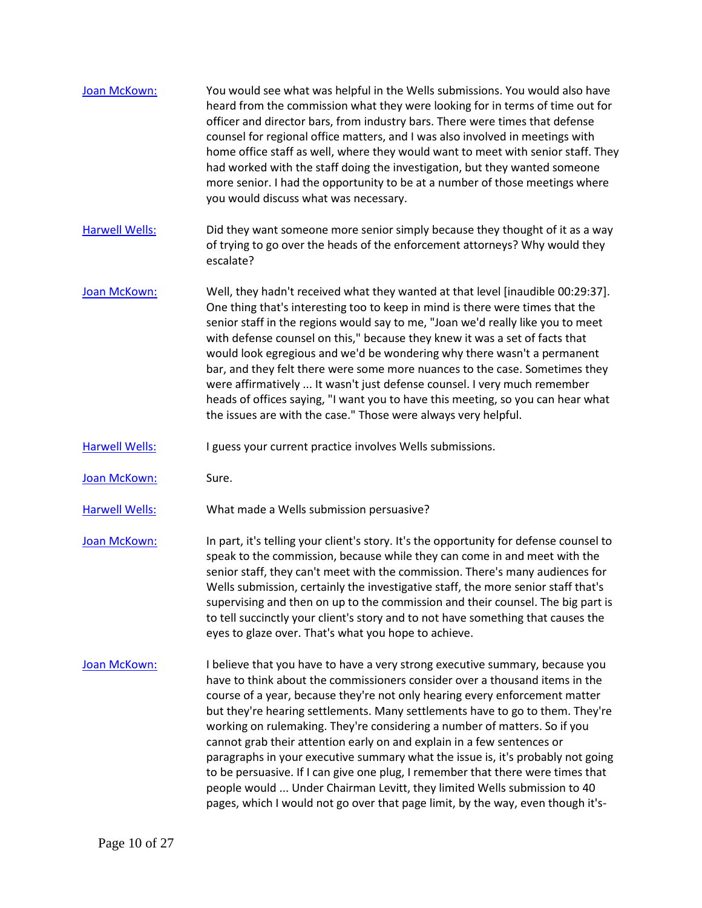[Joan McKown:](#) You would see what was helpful in the Wells submissions. You would also have heard from the commission what they were looking for in terms of time out for officer and director bars, from industry bars. There were times that defense counsel for regional office matters, and I was also involved in meetings with home office staff as well, where they would want to meet with senior staff. They had worked with the staff doing the investigation, but they wanted someone more senior. I had the opportunity to be at a number of those meetings where you would discuss what was necessary.

[Harwell Wells:](#) Did they want someone more senior simply because they thought of it as a way of trying to go over the heads of the enforcement attorneys? Why would they escalate?

[Joan McKown:](#) Well, they hadn't received what they wanted at that level [inaudible 00:29:37]. One thing that's interesting too to keep in mind is there were times that the senior staff in the regions would say to me, "Joan we'd really like you to meet with defense counsel on this," because they knew it was a set of facts that would look egregious and we'd be wondering why there wasn't a permanent bar, and they felt there were some more nuances to the case. Sometimes they were affirmatively ... It wasn't just defense counsel. I very much remember heads of offices saying, "I want you to have this meeting, so you can hear what the issues are with the case." Those were always very helpful.

[Harwell Wells:](#) I guess your current practice involves Wells submissions.

[Joan McKown:](#) Sure.

[Harwell Wells:](#) What made a Wells submission persuasive?

[Joan McKown:](#) In part, it's telling your client's story. It's the opportunity for defense counsel to speak to the commission, because while they can come in and meet with the senior staff, they can't meet with the commission. There's many audiences for Wells submission, certainly the investigative staff, the more senior staff that's supervising and then on up to the commission and their counsel. The big part is to tell succinctly your client's story and to not have something that causes the eyes to glaze over. That's what you hope to achieve.

[Joan McKown:](#) I believe that you have to have a very strong executive summary, because you have to think about the commissioners consider over a thousand items in the course of a year, because they're not only hearing every enforcement matter but they're hearing settlements. Many settlements have to go to them. They're working on rulemaking. They're considering a number of matters. So if you cannot grab their attention early on and explain in a few sentences or paragraphs in your executive summary what the issue is, it's probably not going to be persuasive. If I can give one plug, I remember that there were times that people would ... Under Chairman Levitt, they limited Wells submission to 40 pages, which I would not go over that page limit, by the way, even though it's-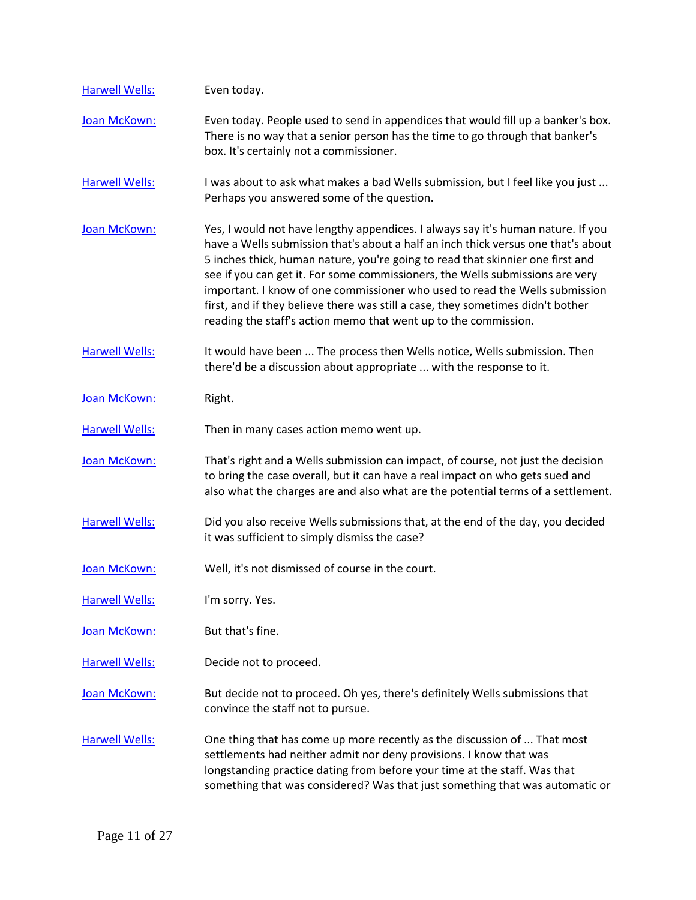Harwell Wells: Even today.

Joan McKown: Even today. People used to send in appendices that would fill up a banker's box. There is no way that a senior person has the time to go through that banker's box. It's certainly not a commissioner.

Harwell Wells: I was about to ask what makes a bad Wells submission, but I feel like you just ... Perhaps you answered some of the question.

Joan McKown: Yes, I would not have lengthy appendices. I always say it's human nature. If you have a Wells submission that's about a half an inch thick versus one that's about 5 inches thick, human nature, you're going to read that skinnier one first and see if you can get it. For some commissioners, the Wells submissions are very important. I know of one commissioner who used to read the Wells submission first, and if they believe there was still a case, they sometimes didn't bother reading the staff's action memo that went up to the commission.

Harwell Wells: It would have been ... The process then Wells notice, Wells submission. Then there'd be a discussion about appropriate ... with the response to it.

Joan McKown: Right.

Harwell Wells: Then in many cases action memo went up.

Joan McKown: That's right and a Wells submission can impact, of course, not just the decision to bring the case overall, but it can have a real impact on who gets sued and also what the charges are and also what are the potential terms of a settlement.

Harwell Wells: Did you also receive Wells submissions that, at the end of the day, you decided it was sufficient to simply dismiss the case?

Joan McKown: Well, it's not dismissed of course in the court.

Harwell Wells: I'm sorry. Yes.

Joan McKown: But that's fine.

Harwell Wells: Decide not to proceed.

Joan McKown: But decide not to proceed. Oh yes, there's definitely Wells submissions that convince the staff not to pursue.

Harwell Wells: One thing that has come up more recently as the discussion of ... That most settlements had neither admit nor deny provisions. I know that was longstanding practice dating from before your time at the staff. Was that something that was considered? Was that just something that was automatic or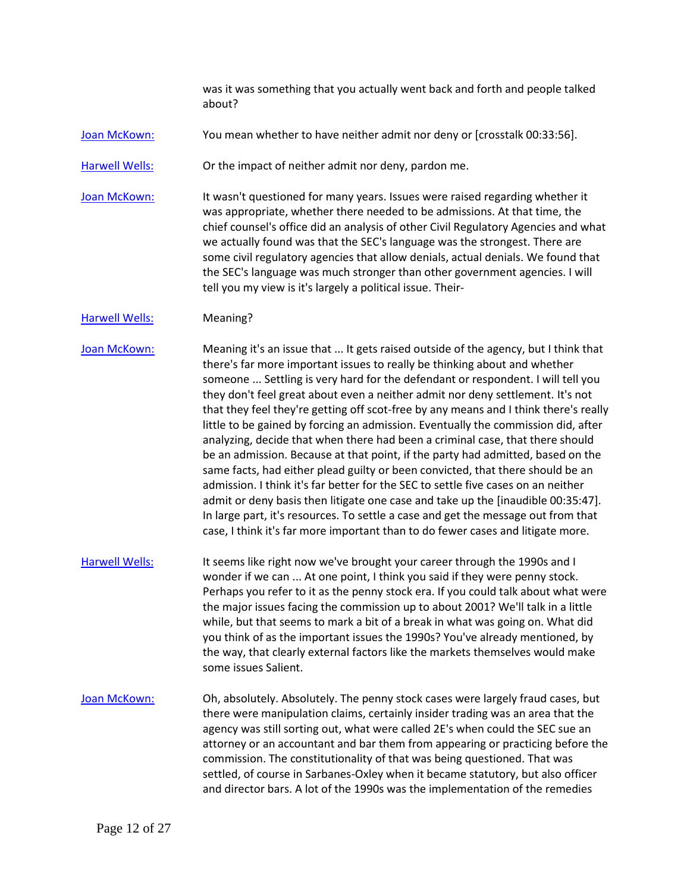was it was something that you actually went back and forth and people talked about?

[Joan McKown:](#) You mean whether to have neither admit nor deny or [crosstalk 00:33:56].

[Harwell Wells:](#) Or the impact of neither admit nor deny, pardon me.

[Joan McKown:](#) It wasn't questioned for many years. Issues were raised regarding whether it was appropriate, whether there needed to be admissions. At that time, the chief counsel's office did an analysis of other Civil Regulatory Agencies and what we actually found was that the SEC's language was the strongest. There are some civil regulatory agencies that allow denials, actual denials. We found that the SEC's language was much stronger than other government agencies. I will tell you my view is it's largely a political issue. Their-

[Harwell Wells:](#) Meaning?

[Joan McKown:](#) Meaning it's an issue that ... It gets raised outside of the agency, but I think that there's far more important issues to really be thinking about and whether someone ... Settling is very hard for the defendant or respondent. I will tell you they don't feel great about even a neither admit nor deny settlement. It's not that they feel they're getting off scot-free by any means and I think there's really little to be gained by forcing an admission. Eventually the commission did, after analyzing, decide that when there had been a criminal case, that there should be an admission. Because at that point, if the party had admitted, based on the same facts, had either plead guilty or been convicted, that there should be an admission. I think it's far better for the SEC to settle five cases on an neither admit or deny basis then litigate one case and take up the [inaudible 00:35:47]. In large part, it's resources. To settle a case and get the message out from that case, I think it's far more important than to do fewer cases and litigate more.

[Harwell Wells:](#) It seems like right now we've brought your career through the 1990s and I wonder if we can ... At one point, I think you said if they were penny stock. Perhaps you refer to it as the penny stock era. If you could talk about what were the major issues facing the commission up to about 2001? We'll talk in a little while, but that seems to mark a bit of a break in what was going on. What did you think of as the important issues the 1990s? You've already mentioned, by the way, that clearly external factors like the markets themselves would make some issues Salient.

[Joan McKown:](#) Oh, absolutely. Absolutely. The penny stock cases were largely fraud cases, but there were manipulation claims, certainly insider trading was an area that the agency was still sorting out, what were called 2E's when could the SEC sue an attorney or an accountant and bar them from appearing or practicing before the commission. The constitutionality of that was being questioned. That was settled, of course in Sarbanes-Oxley when it became statutory, but also officer and director bars. A lot of the 1990s was the implementation of the remedies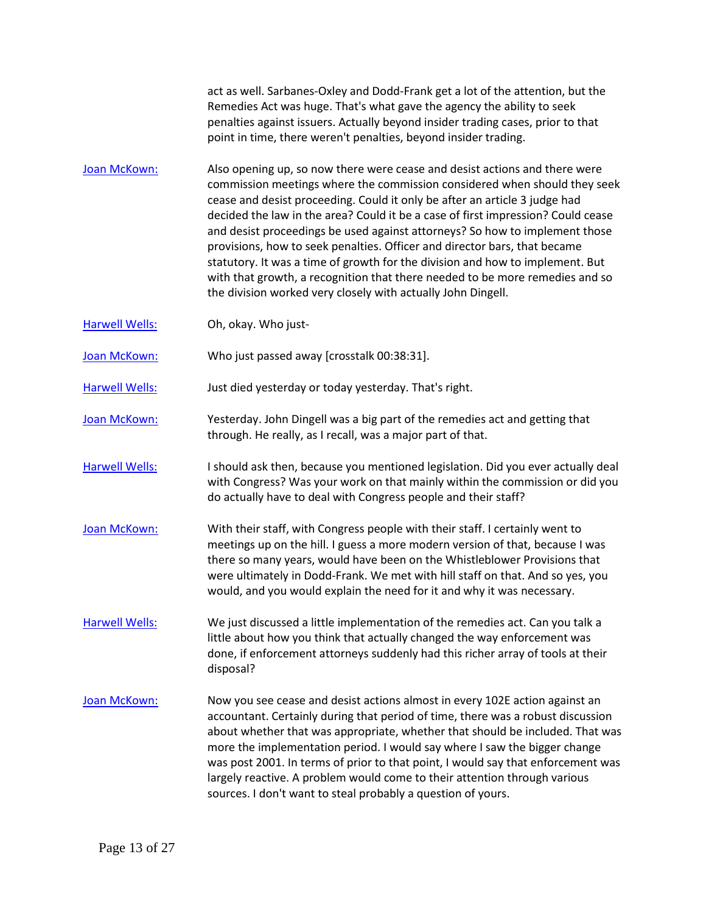act as well. Sarbanes-Oxley and Dodd-Frank get a lot of the attention, but the Remedies Act was huge. That's what gave the agency the ability to seek penalties against issuers. Actually beyond insider trading cases, prior to that point in time, there weren't penalties, beyond insider trading.

**Joan McKown:** Also opening up, so now there were cease and desist actions and there were commission meetings where the commission considered when should they seek cease and desist proceeding. Could it only be after an article 3 judge had decided the law in the area? Could it be a case of first impression? Could cease and desist proceedings be used against attorneys? So how to implement those provisions, how to seek penalties. Officer and director bars, that became statutory. It was a time of growth for the division and how to implement. But with that growth, a recognition that there needed to be more remedies and so the division worked very closely with actually John Dingell.

**Harwell Wells:** Oh, okay. Who just-

**Joan McKown:** Who just passed away [crosstalk 00:38:31].

**Harwell Wells:** Just died yesterday or today yesterday. That's right.

**Joan McKown:** Yesterday. John Dingell was a big part of the remedies act and getting that through. He really, as I recall, was a major part of that.

**Harwell Wells:** I should ask then, because you mentioned legislation. Did you ever actually deal with Congress? Was your work on that mainly within the commission or did you do actually have to deal with Congress people and their staff?

**Joan McKown:** With their staff, with Congress people with their staff. I certainly went to meetings up on the hill. I guess a more modern version of that, because I was there so many years, would have been on the Whistleblower Provisions that were ultimately in Dodd-Frank. We met with hill staff on that. And so yes, you would, and you would explain the need for it and why it was necessary.

**Harwell Wells:** We just discussed a little implementation of the remedies act. Can you talk a little about how you think that actually changed the way enforcement was done, if enforcement attorneys suddenly had this richer array of tools at their disposal?

**Joan McKown:** Now you see cease and desist actions almost in every 102E action against an accountant. Certainly during that period of time, there was a robust discussion about whether that was appropriate, whether that should be included. That was more the implementation period. I would say where I saw the bigger change was post 2001. In terms of prior to that point, I would say that enforcement was largely reactive. A problem would come to their attention through various sources. I don't want to steal probably a question of yours.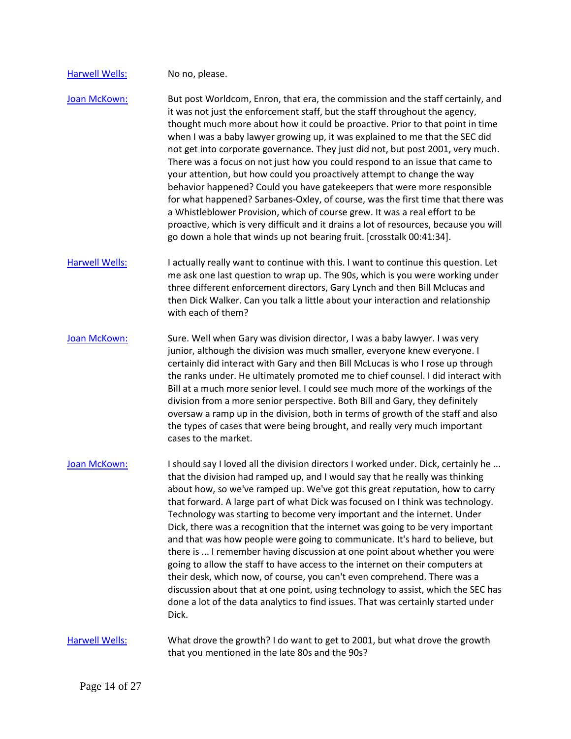[Harwell Wells:](#) No no, please.

[Joan McKown:](#) But post Worldcom, Enron, that era, the commission and the staff certainly, and it was not just the enforcement staff, but the staff throughout the agency, thought much more about how it could be proactive. Prior to that point in time when I was a baby lawyer growing up, it was explained to me that the SEC did not get into corporate governance. They just did not, but post 2001, very much. There was a focus on not just how you could respond to an issue that came to your attention, but how could you proactively attempt to change the way behavior happened? Could you have gatekeepers that were more responsible for what happened? Sarbanes-Oxley, of course, was the first time that there was a Whistleblower Provision, which of course grew. It was a real effort to be proactive, which is very difficult and it drains a lot of resources, because you will go down a hole that winds up not bearing fruit. [crosstalk 00:41:34].

[Harwell Wells:](#) I actually really want to continue with this. I want to continue this question. Let me ask one last question to wrap up. The 90s, which is you were working under three different enforcement directors, Gary Lynch and then Bill Mclucas and then Dick Walker. Can you talk a little about your interaction and relationship with each of them?

[Joan McKown:](#) Sure. Well when Gary was division director, I was a baby lawyer. I was very junior, although the division was much smaller, everyone knew everyone. I certainly did interact with Gary and then Bill McLucas is who I rose up through the ranks under. He ultimately promoted me to chief counsel. I did interact with Bill at a much more senior level. I could see much more of the workings of the division from a more senior perspective. Both Bill and Gary, they definitely oversaw a ramp up in the division, both in terms of growth of the staff and also the types of cases that were being brought, and really very much important cases to the market.

[Joan McKown:](#) I should say I loved all the division directors I worked under. Dick, certainly he ... that the division had ramped up, and I would say that he really was thinking about how, so we've ramped up. We've got this great reputation, how to carry that forward. A large part of what Dick was focused on I think was technology. Technology was starting to become very important and the internet. Under Dick, there was a recognition that the internet was going to be very important and that was how people were going to communicate. It's hard to believe, but there is ... I remember having discussion at one point about whether you were going to allow the staff to have access to the internet on their computers at their desk, which now, of course, you can't even comprehend. There was a discussion about that at one point, using technology to assist, which the SEC has done a lot of the data analytics to find issues. That was certainly started under Dick.

[Harwell Wells:](#) What drove the growth? I do want to get to 2001, but what drove the growth that you mentioned in the late 80s and the 90s?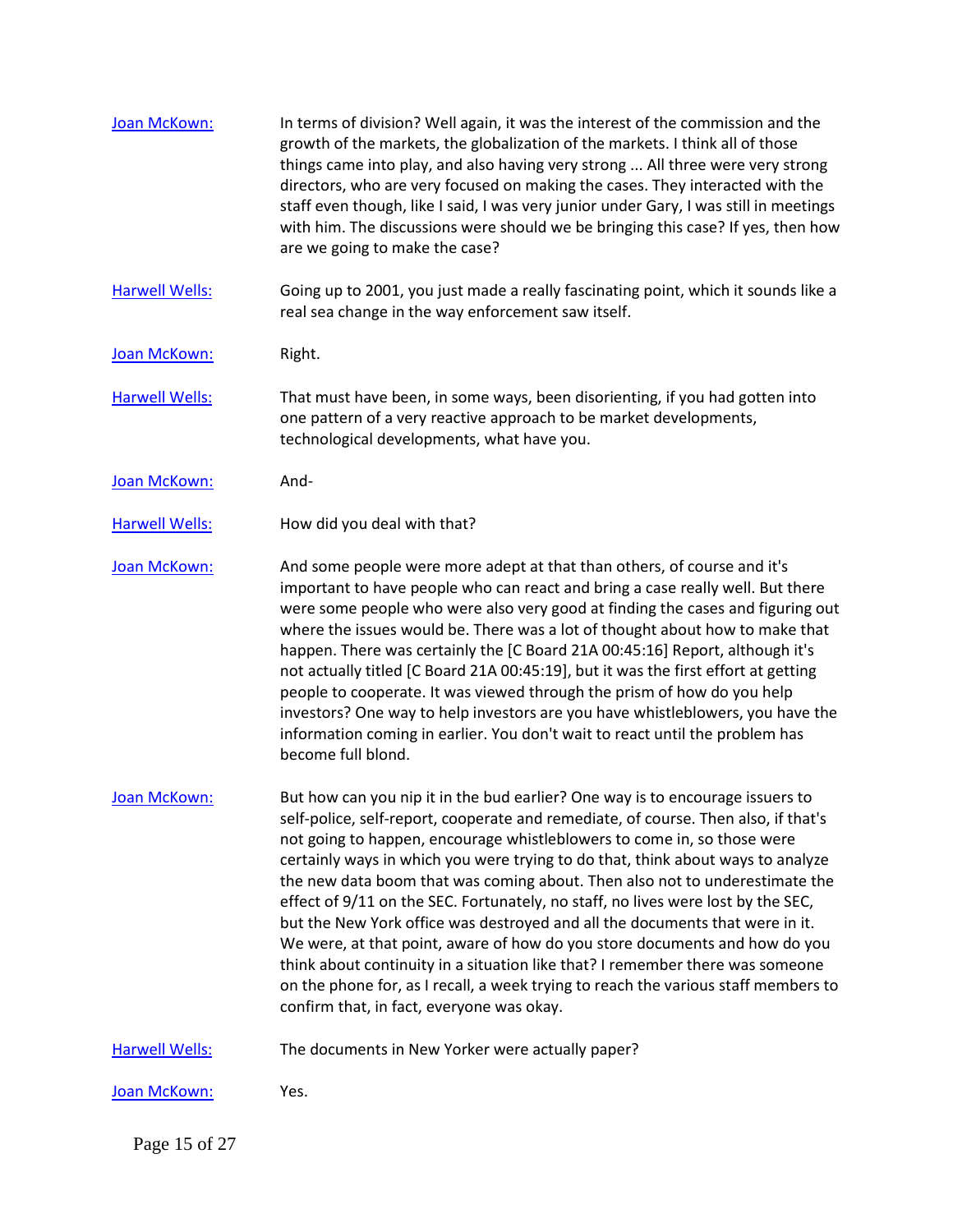Joan McKown: In terms of division? Well again, it was the interest of the commission and the growth of the markets, the globalization of the markets. I think all of those things came into play, and also having very strong ... All three were very strong directors, who are very focused on making the cases. They interacted with the staff even though, like I said, I was very junior under Gary, I was still in meetings with him. The discussions were should we be bringing this case? If yes, then how are we going to make the case?

Harwell Wells: Going up to 2001, you just made a really fascinating point, which it sounds like a real sea change in the way enforcement saw itself.

Joan McKown: Right.

Harwell Wells: That must have been, in some ways, been disorienting, if you had gotten into one pattern of a very reactive approach to be market developments, technological developments, what have you.

Joan McKown: And-

Harwell Wells: How did you deal with that?

Joan McKown: And some people were more adept at that than others, of course and it's important to have people who can react and bring a case really well. But there were some people who were also very good at finding the cases and figuring out where the issues would be. There was a lot of thought about how to make that happen. There was certainly the [C Board 21A 00:45:16] Report, although it's not actually titled [C Board 21A 00:45:19], but it was the first effort at getting people to cooperate. It was viewed through the prism of how do you help investors? One way to help investors are you have whistleblowers, you have the information coming in earlier. You don't wait to react until the problem has become full blond.

Joan McKown: But how can you nip it in the bud earlier? One way is to encourage issuers to self-police, self-report, cooperate and remediate, of course. Then also, if that's not going to happen, encourage whistleblowers to come in, so those were certainly ways in which you were trying to do that, think about ways to analyze the new data boom that was coming about. Then also not to underestimate the effect of 9/11 on the SEC. Fortunately, no staff, no lives were lost by the SEC, but the New York office was destroyed and all the documents that were in it. We were, at that point, aware of how do you store documents and how do you think about continuity in a situation like that? I remember there was someone on the phone for, as I recall, a week trying to reach the various staff members to confirm that, in fact, everyone was okay.

Harwell Wells: The documents in New Yorker were actually paper?

Joan McKown: Yes.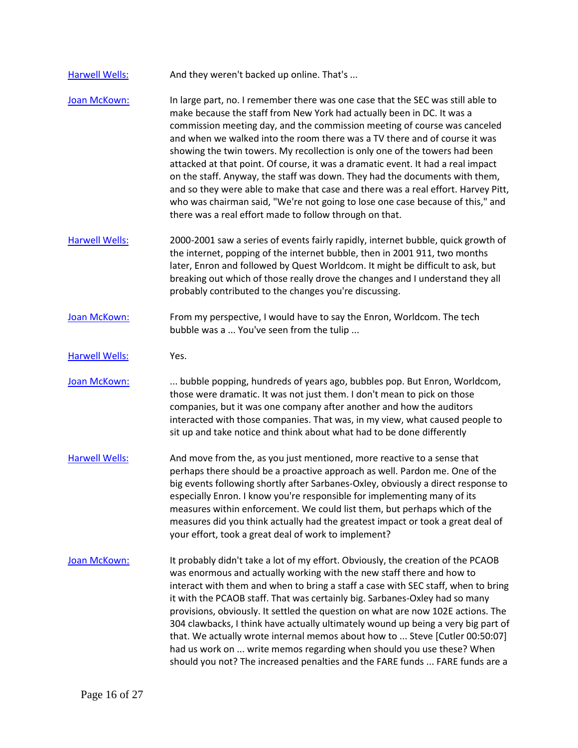Harwell Wells: And they weren't backed up online. That's ...

Joan McKown: In large part, no. I remember there was one case that the SEC was still able to make because the staff from New York had actually been in DC. It was a commission meeting day, and the commission meeting of course was canceled and when we walked into the room there was a TV there and of course it was showing the twin towers. My recollection is only one of the towers had been attacked at that point. Of course, it was a dramatic event. It had a real impact on the staff. Anyway, the staff was down. They had the documents with them, and so they were able to make that case and there was a real effort. Harvey Pitt, who was chairman said, "We're not going to lose one case because of this," and there was a real effort made to follow through on that.

Harwell Wells: 2000-2001 saw a series of events fairly rapidly, internet bubble, quick growth of the internet, popping of the internet bubble, then in 2001 911, two months later, Enron and followed by Quest Worldcom. It might be difficult to ask, but breaking out which of those really drove the changes and I understand they all probably contributed to the changes you're discussing.

Joan McKown: From my perspective, I would have to say the Enron, Worldcom. The tech bubble was a ... You've seen from the tulip ...

Harwell Wells: Yes.

Joan McKown: ... bubble popping, hundreds of years ago, bubbles pop. But Enron, Worldcom, those were dramatic. It was not just them. I don't mean to pick on those companies, but it was one company after another and how the auditors interacted with those companies. That was, in my view, what caused people to sit up and take notice and think about what had to be done differently

Harwell Wells: And move from the, as you just mentioned, more reactive to a sense that perhaps there should be a proactive approach as well. Pardon me. One of the big events following shortly after Sarbanes-Oxley, obviously a direct response to especially Enron. I know you're responsible for implementing many of its measures within enforcement. We could list them, but perhaps which of the measures did you think actually had the greatest impact or took a great deal of your effort, took a great deal of work to implement?

Joan McKown: It probably didn't take a lot of my effort. Obviously, the creation of the PCAOB was enormous and actually working with the new staff there and how to interact with them and when to bring a staff a case with SEC staff, when to bring it with the PCAOB staff. That was certainly big. Sarbanes-Oxley had so many provisions, obviously. It settled the question on what are now 102E actions. The 304 clawbacks, I think have actually ultimately wound up being a very big part of that. We actually wrote internal memos about how to ... Steve [Cutler 00:50:07] had us work on ... write memos regarding when should you use these? When should you not? The increased penalties and the FARE funds ... FARE funds are a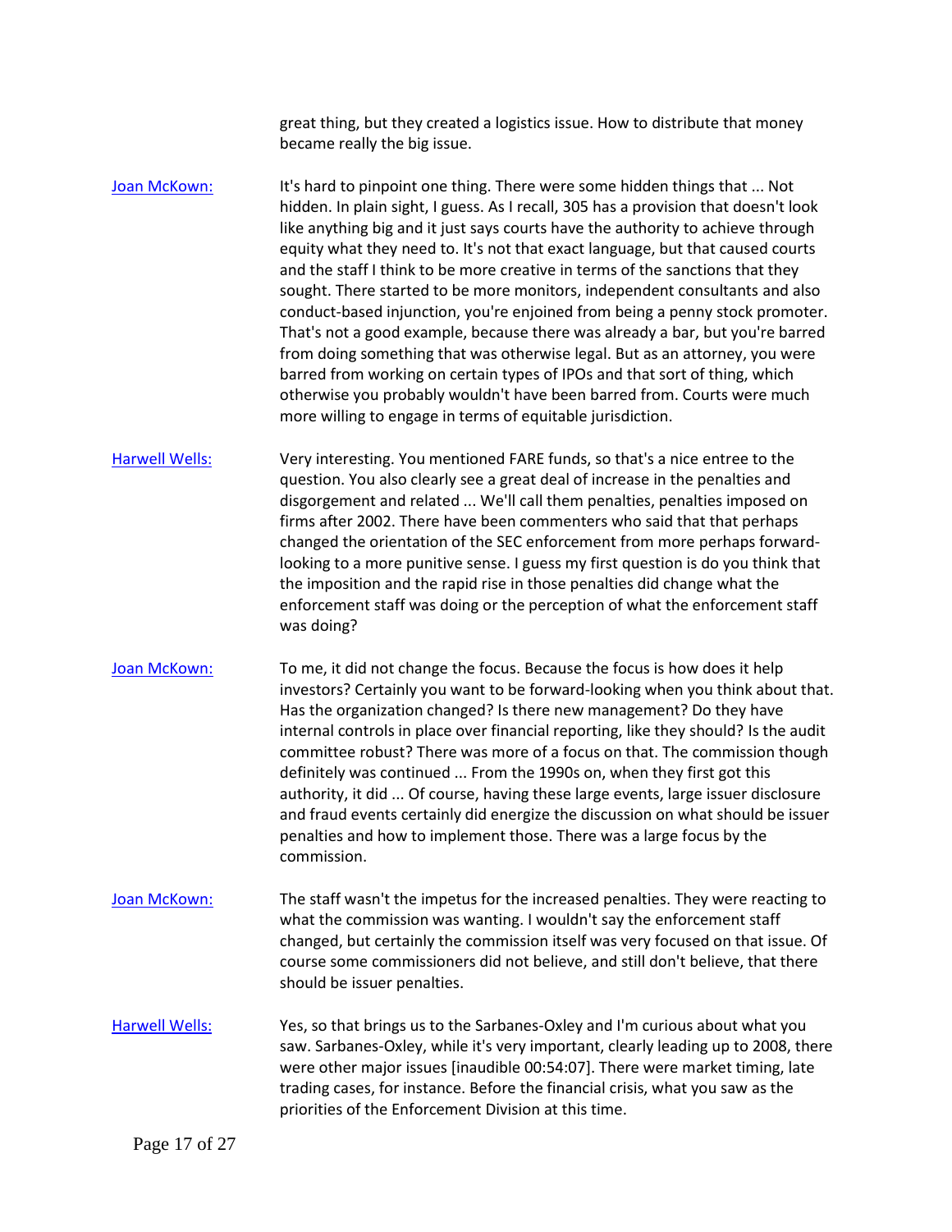great thing, but they created a logistics issue. How to distribute that money became really the big issue.

[Joan McKown:](#) It's hard to pinpoint one thing. There were some hidden things that ... Not hidden. In plain sight, I guess. As I recall, 305 has a provision that doesn't look like anything big and it just says courts have the authority to achieve through equity what they need to. It's not that exact language, but that caused courts and the staff I think to be more creative in terms of the sanctions that they sought. There started to be more monitors, independent consultants and also conduct-based injunction, you're enjoined from being a penny stock promoter. That's not a good example, because there was already a bar, but you're barred from doing something that was otherwise legal. But as an attorney, you were barred from working on certain types of IPOs and that sort of thing, which otherwise you probably wouldn't have been barred from. Courts were much more willing to engage in terms of equitable jurisdiction.

[Harwell Wells:](#) Very interesting. You mentioned FARE funds, so that's a nice entree to the question. You also clearly see a great deal of increase in the penalties and disgorgement and related ... We'll call them penalties, penalties imposed on firms after 2002. There have been commenters who said that that perhaps changed the orientation of the SEC enforcement from more perhaps forward-looking to a more punitive sense. I guess my first question is do you think that the imposition and the rapid rise in those penalties did change what the enforcement staff was doing or the perception of what the enforcement staff was doing?

[Joan McKown:](#) To me, it did not change the focus. Because the focus is how does it help investors? Certainly you want to be forward-looking when you think about that. Has the organization changed? Is there new management? Do they have internal controls in place over financial reporting, like they should? Is the audit committee robust? There was more of a focus on that. The commission though definitely was continued ... From the 1990s on, when they first got this authority, it did ... Of course, having these large events, large issuer disclosure and fraud events certainly did energize the discussion on what should be issuer penalties and how to implement those. There was a large focus by the commission.

[Joan McKown:](#) The staff wasn't the impetus for the increased penalties. They were reacting to what the commission was wanting. I wouldn't say the enforcement staff changed, but certainly the commission itself was very focused on that issue. Of course some commissioners did not believe, and still don't believe, that there should be issuer penalties.

[Harwell Wells:](#) Yes, so that brings us to the Sarbanes-Oxley and I'm curious about what you saw. Sarbanes-Oxley, while it's very important, clearly leading up to 2008, there were other major issues [inaudible 00:54:07]. There were market timing, late trading cases, for instance. Before the financial crisis, what you saw as the priorities of the Enforcement Division at this time.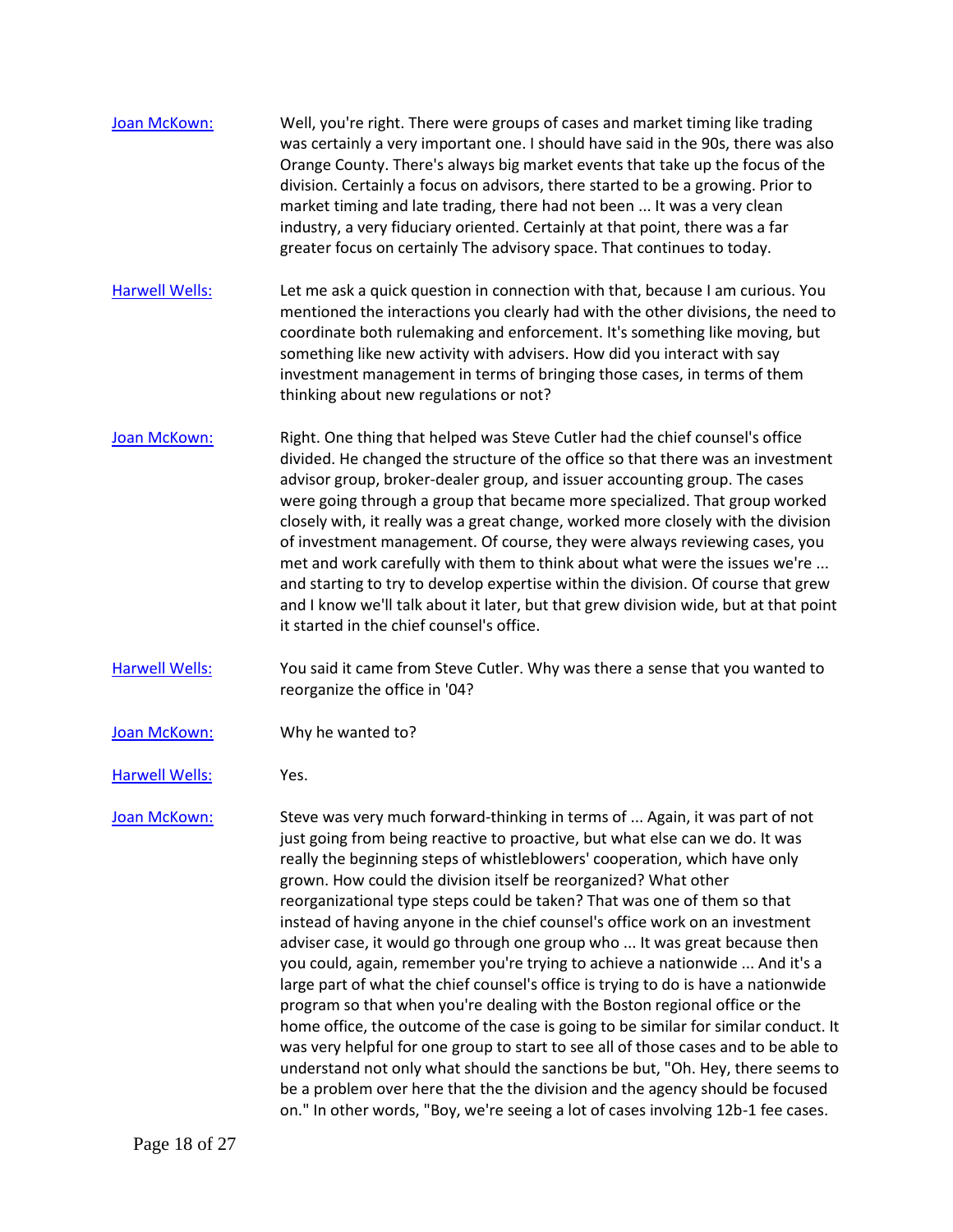Joan McKown: Well, you're right. There were groups of cases and market timing like trading was certainly a very important one. I should have said in the 90s, there was also Orange County. There's always big market events that take up the focus of the division. Certainly a focus on advisors, there started to be a growing. Prior to market timing and late trading, there had not been ... It was a very clean industry, a very fiduciary oriented. Certainly at that point, there was a far greater focus on certainly The advisory space. That continues to today.

Harwell Wells: Let me ask a quick question in connection with that, because I am curious. You mentioned the interactions you clearly had with the other divisions, the need to coordinate both rulemaking and enforcement. It's something like moving, but something like new activity with advisers. How did you interact with say investment management in terms of bringing those cases, in terms of them thinking about new regulations or not?

Joan McKown: Right. One thing that helped was Steve Cutler had the chief counsel's office divided. He changed the structure of the office so that there was an investment advisor group, broker-dealer group, and issuer accounting group. The cases were going through a group that became more specialized. That group worked closely with, it really was a great change, worked more closely with the division of investment management. Of course, they were always reviewing cases, you met and work carefully with them to think about what were the issues we're ... and starting to try to develop expertise within the division. Of course that grew and I know we'll talk about it later, but that grew division wide, but at that point it started in the chief counsel's office.

Harwell Wells: You said it came from Steve Cutler. Why was there a sense that you wanted to reorganize the office in '04?

Joan McKown: Why he wanted to?

Harwell Wells: Yes.

Joan McKown: Steve was very much forward-thinking in terms of ... Again, it was part of not just going from being reactive to proactive, but what else can we do. It was really the beginning steps of whistleblowers' cooperation, which have only grown. How could the division itself be reorganized? What other reorganizational type steps could be taken? That was one of them so that instead of having anyone in the chief counsel's office work on an investment adviser case, it would go through one group who ... It was great because then you could, again, remember you're trying to achieve a nationwide ... And it's a large part of what the chief counsel's office is trying to do is have a nationwide program so that when you're dealing with the Boston regional office or the home office, the outcome of the case is going to be similar for similar conduct. It was very helpful for one group to start to see all of those cases and to be able to understand not only what should the sanctions be but, "Oh. Hey, there seems to be a problem over here that the the division and the agency should be focused on." In other words, "Boy, we're seeing a lot of cases involving 12b-1 fee cases.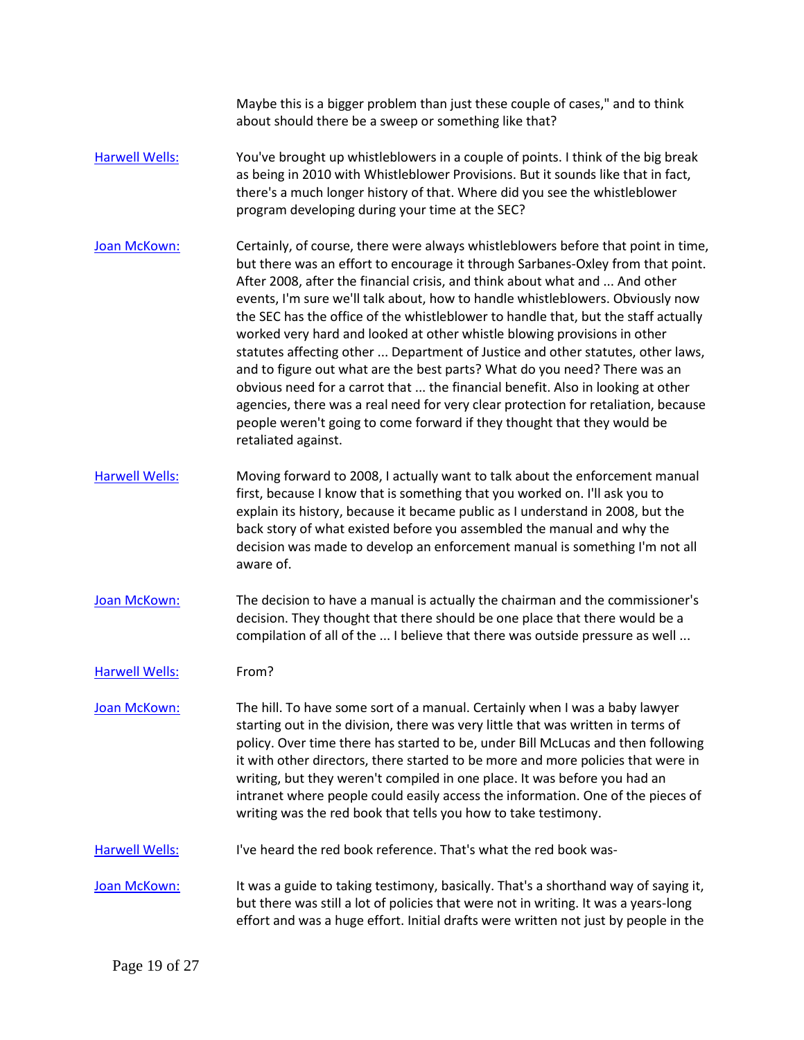Maybe this is a bigger problem than just these couple of cases," and to think about should there be a sweep or something like that?

[Harwell Wells:](#) You've brought up whistleblowers in a couple of points. I think of the big break as being in 2010 with Whistleblower Provisions. But it sounds like that in fact, there's a much longer history of that. Where did you see the whistleblower program developing during your time at the SEC?

[Joan McKown:](#) Certainly, of course, there were always whistleblowers before that point in time, but there was an effort to encourage it through Sarbanes-Oxley from that point. After 2008, after the financial crisis, and think about what and ... And other events, I'm sure we'll talk about, how to handle whistleblowers. Obviously now the SEC has the office of the whistleblower to handle that, but the staff actually worked very hard and looked at other whistle blowing provisions in other statutes affecting other ... Department of Justice and other statutes, other laws, and to figure out what are the best parts? What do you need? There was an obvious need for a carrot that ... the financial benefit. Also in looking at other agencies, there was a real need for very clear protection for retaliation, because people weren't going to come forward if they thought that they would be retaliated against.

[Harwell Wells:](#) Moving forward to 2008, I actually want to talk about the enforcement manual first, because I know that is something that you worked on. I'll ask you to explain its history, because it became public as I understand in 2008, but the back story of what existed before you assembled the manual and why the decision was made to develop an enforcement manual is something I'm not all aware of.

[Joan McKown:](#) The decision to have a manual is actually the chairman and the commissioner's decision. They thought that there should be one place that there would be a compilation of all of the ... I believe that there was outside pressure as well ...

[Harwell Wells:](#) From?

[Joan McKown:](#) The hill. To have some sort of a manual. Certainly when I was a baby lawyer starting out in the division, there was very little that was written in terms of policy. Over time there has started to be, under Bill McLucas and then following it with other directors, there started to be more and more policies that were in writing, but they weren't compiled in one place. It was before you had an intranet where people could easily access the information. One of the pieces of writing was the red book that tells you how to take testimony.

[Harwell Wells:](#) I've heard the red book reference. That's what the red book was-

[Joan McKown:](#) It was a guide to taking testimony, basically. That's a shorthand way of saying it, but there was still a lot of policies that were not in writing. It was a years-long effort and was a huge effort. Initial drafts were written not just by people in the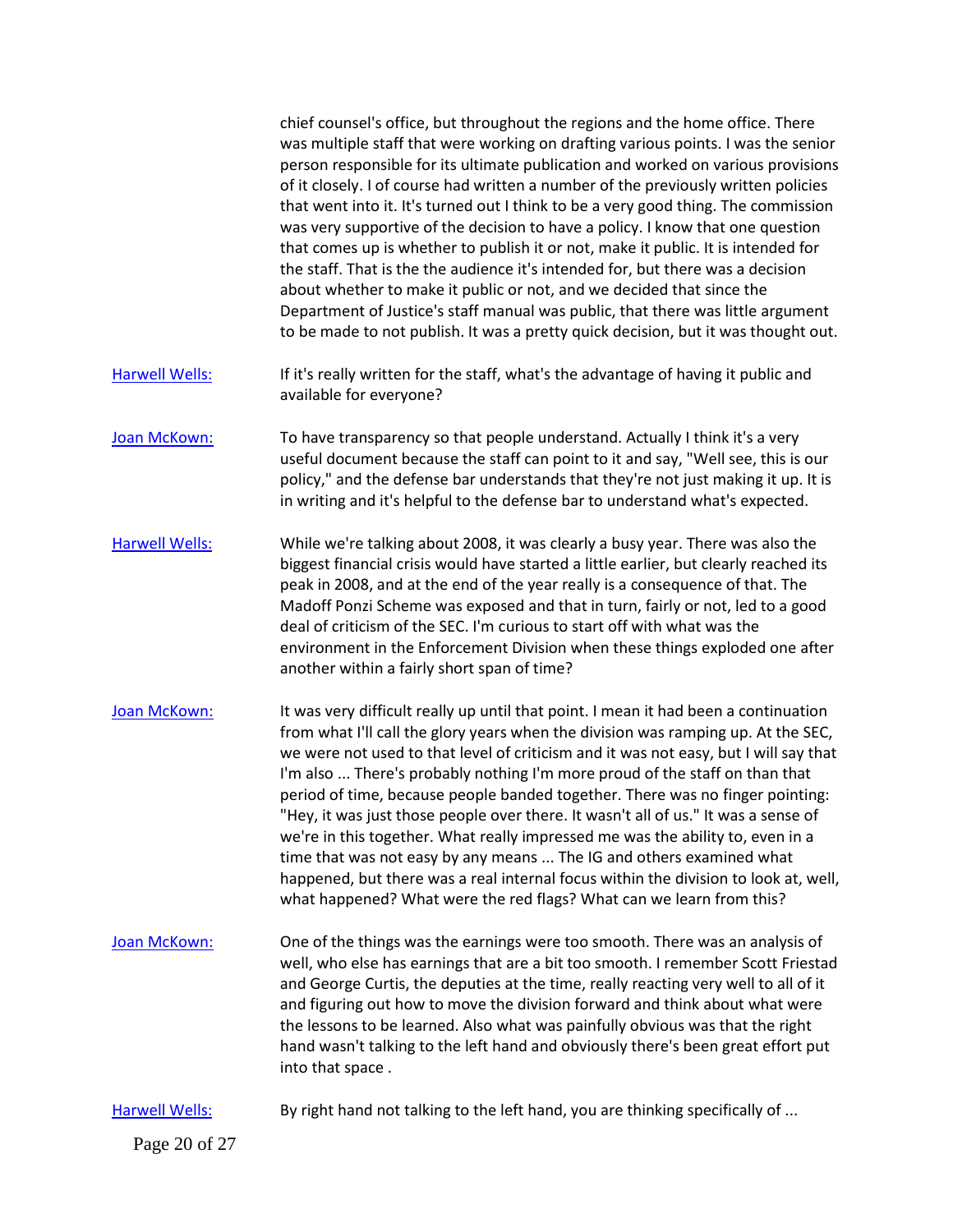chief counsel's office, but throughout the regions and the home office. There was multiple staff that were working on drafting various points. I was the senior person responsible for its ultimate publication and worked on various provisions of it closely. I of course had written a number of the previously written policies that went into it. It's turned out I think to be a very good thing. The commission was very supportive of the decision to have a policy. I know that one question that comes up is whether to publish it or not, make it public. It is intended for the staff. That is the the audience it's intended for, but there was a decision about whether to make it public or not, and we decided that since the Department of Justice's staff manual was public, that there was little argument to be made to not publish. It was a pretty quick decision, but it was thought out.

**Harwell Wells:** If it's really written for the staff, what's the advantage of having it public and available for everyone?

**Joan McKown:** To have transparency so that people understand. Actually I think it's a very useful document because the staff can point to it and say, "Well see, this is our policy," and the defense bar understands that they're not just making it up. It is in writing and it's helpful to the defense bar to understand what's expected.

**Harwell Wells:** While we're talking about 2008, it was clearly a busy year. There was also the biggest financial crisis would have started a little earlier, but clearly reached its peak in 2008, and at the end of the year really is a consequence of that. The Madoff Ponzi Scheme was exposed and that in turn, fairly or not, led to a good deal of criticism of the SEC. I'm curious to start off with what was the environment in the Enforcement Division when these things exploded one after another within a fairly short span of time?

**Joan McKown:** It was very difficult really up until that point. I mean it had been a continuation from what I'll call the glory years when the division was ramping up. At the SEC, we were not used to that level of criticism and it was not easy, but I will say that I'm also ... There's probably nothing I'm more proud of the staff on than that period of time, because people banded together. There was no finger pointing: "Hey, it was just those people over there. It wasn't all of us." It was a sense of we're in this together. What really impressed me was the ability to, even in a time that was not easy by any means ... The IG and others examined what happened, but there was a real internal focus within the division to look at, well, what happened? What were the red flags? What can we learn from this?

**Joan McKown:** One of the things was the earnings were too smooth. There was an analysis of well, who else has earnings that are a bit too smooth. I remember Scott Friestad and George Curtis, the deputies at the time, really reacting very well to all of it and figuring out how to move the division forward and think about what were the lessons to be learned. Also what was painfully obvious was that the right hand wasn't talking to the left hand and obviously there's been great effort put into that space .

**Harwell Wells:** By right hand not talking to the left hand, you are thinking specifically of ...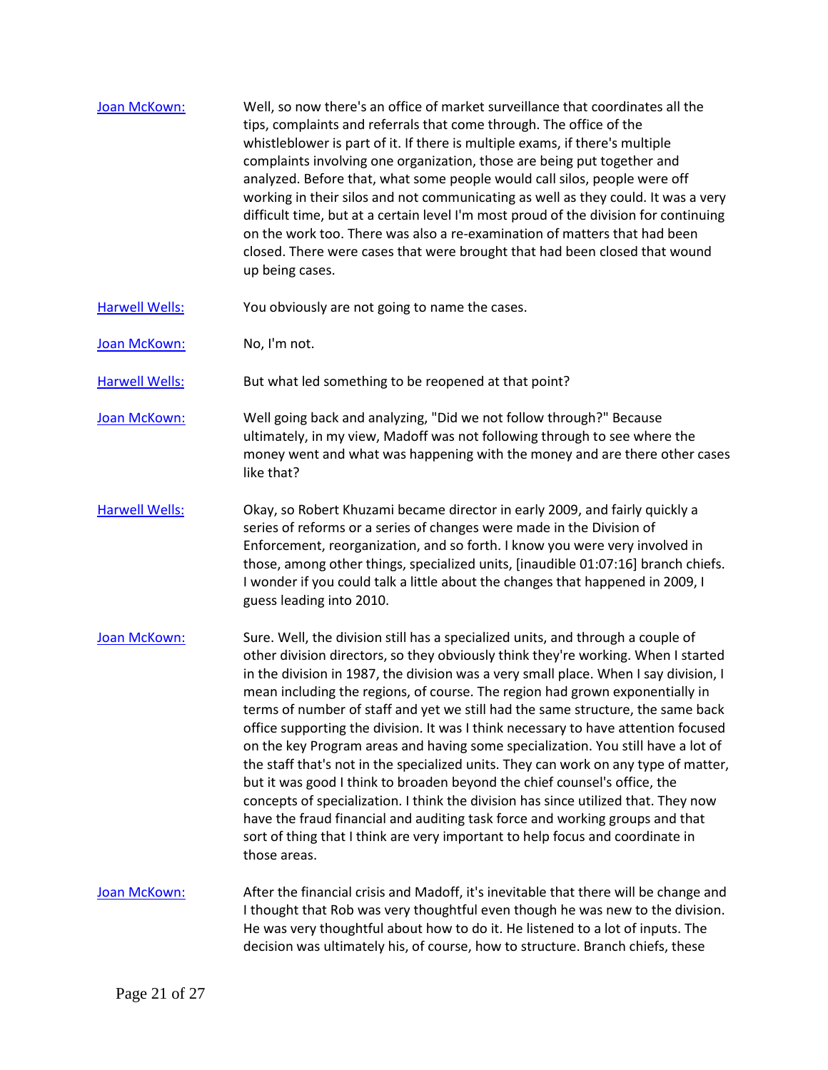[Joan McKown:](#) Well, so now there's an office of market surveillance that coordinates all the tips, complaints and referrals that come through. The office of the whistleblower is part of it. If there is multiple exams, if there's multiple complaints involving one organization, those are being put together and analyzed. Before that, what some people would call silos, people were off working in their silos and not communicating as well as they could. It was a very difficult time, but at a certain level I'm most proud of the division for continuing on the work too. There was also a re-examination of matters that had been closed. There were cases that were brought that had been closed that wound up being cases.

[Harwell Wells:](#) You obviously are not going to name the cases.

[Joan McKown:](#) No, I'm not.

[Harwell Wells:](#) But what led something to be reopened at that point?

[Joan McKown:](#) Well going back and analyzing, "Did we not follow through?" Because ultimately, in my view, Madoff was not following through to see where the money went and what was happening with the money and are there other cases like that?

[Harwell Wells:](#) Okay, so Robert Khuzami became director in early 2009, and fairly quickly a series of reforms or a series of changes were made in the Division of Enforcement, reorganization, and so forth. I know you were very involved in those, among other things, specialized units, [inaudible 01:07:16] branch chiefs. I wonder if you could talk a little about the changes that happened in 2009, I guess leading into 2010.

[Joan McKown:](#) Sure. Well, the division still has a specialized units, and through a couple of other division directors, so they obviously think they're working. When I started in the division in 1987, the division was a very small place. When I say division, I mean including the regions, of course. The region had grown exponentially in terms of number of staff and yet we still had the same structure, the same back office supporting the division. It was I think necessary to have attention focused on the key Program areas and having some specialization. You still have a lot of the staff that's not in the specialized units. They can work on any type of matter, but it was good I think to broaden beyond the chief counsel's office, the concepts of specialization. I think the division has since utilized that. They now have the fraud financial and auditing task force and working groups and that sort of thing that I think are very important to help focus and coordinate in those areas.

[Joan McKown:](#) After the financial crisis and Madoff, it's inevitable that there will be change and I thought that Rob was very thoughtful even though he was new to the division. He was very thoughtful about how to do it. He listened to a lot of inputs. The decision was ultimately his, of course, how to structure. Branch chiefs, these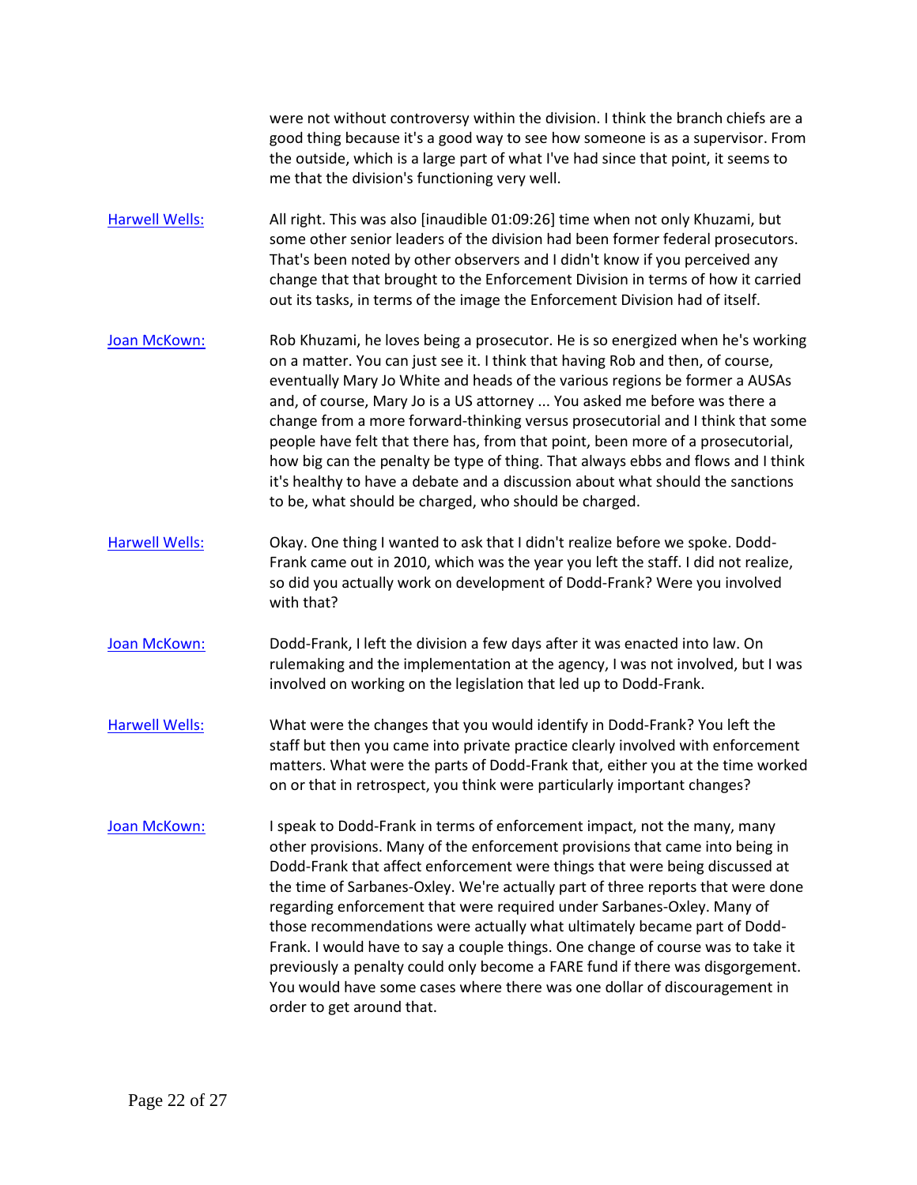were not without controversy within the division. I think the branch chiefs are a good thing because it's a good way to see how someone is as a supervisor. From the outside, which is a large part of what I've had since that point, it seems to me that the division's functioning very well.

**Harwell Wells:** All right. This was also [inaudible 01:09:26] time when not only Khuzami, but some other senior leaders of the division had been former federal prosecutors. That's been noted by other observers and I didn't know if you perceived any change that that brought to the Enforcement Division in terms of how it carried out its tasks, in terms of the image the Enforcement Division had of itself.

**Joan McKown:** Rob Khuzami, he loves being a prosecutor. He is so energized when he's working on a matter. You can just see it. I think that having Rob and then, of course, eventually Mary Jo White and heads of the various regions be former a AUSAs and, of course, Mary Jo is a US attorney ... You asked me before was there a change from a more forward-thinking versus prosecutorial and I think that some people have felt that there has, from that point, been more of a prosecutorial, how big can the penalty be type of thing. That always ebbs and flows and I think it's healthy to have a debate and a discussion about what should the sanctions to be, what should be charged, who should be charged.

**Harwell Wells:** Okay. One thing I wanted to ask that I didn't realize before we spoke. Dodd-Frank came out in 2010, which was the year you left the staff. I did not realize, so did you actually work on development of Dodd-Frank? Were you involved with that?

**Joan McKown:** Dodd-Frank, I left the division a few days after it was enacted into law. On rulemaking and the implementation at the agency, I was not involved, but I was involved on working on the legislation that led up to Dodd-Frank.

**Harwell Wells:** What were the changes that you would identify in Dodd-Frank? You left the staff but then you came into private practice clearly involved with enforcement matters. What were the parts of Dodd-Frank that, either you at the time worked on or that in retrospect, you think were particularly important changes?

**Joan McKown:** I speak to Dodd-Frank in terms of enforcement impact, not the many, many other provisions. Many of the enforcement provisions that came into being in Dodd-Frank that affect enforcement were things that were being discussed at the time of Sarbanes-Oxley. We're actually part of three reports that were done regarding enforcement that were required under Sarbanes-Oxley. Many of those recommendations were actually what ultimately became part of Dodd-Frank. I would have to say a couple things. One change of course was to take it previously a penalty could only become a FARE fund if there was disgorgement. You would have some cases where there was one dollar of discouragement in order to get around that.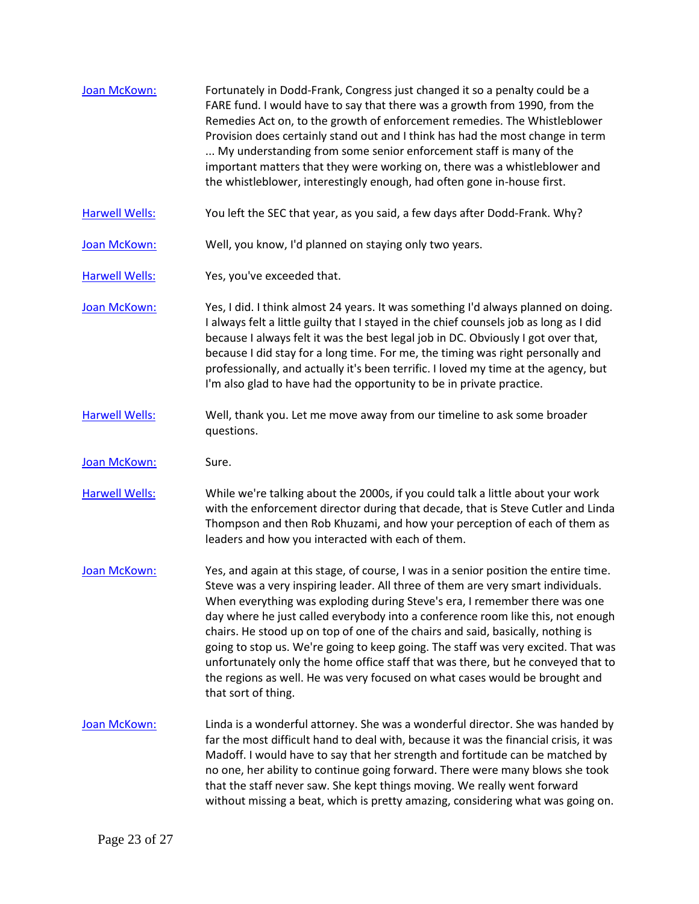**Joan McKown:** Fortunately in Dodd-Frank, Congress just changed it so a penalty could be a FARE fund. I would have to say that there was a growth from 1990, from the Remedies Act on, to the growth of enforcement remedies. The Whistleblower Provision does certainly stand out and I think has had the most change in term ... My understanding from some senior enforcement staff is many of the important matters that they were working on, there was a whistleblower and the whistleblower, interestingly enough, had often gone in-house first.

**Harwell Wells:** You left the SEC that year, as you said, a few days after Dodd-Frank. Why?

**Joan McKown:** Well, you know, I'd planned on staying only two years.

**Harwell Wells:** Yes, you've exceeded that.

**Joan McKown:** Yes, I did. I think almost 24 years. It was something I'd always planned on doing. I always felt a little guilty that I stayed in the chief counsels job as long as I did because I always felt it was the best legal job in DC. Obviously I got over that, because I did stay for a long time. For me, the timing was right personally and professionally, and actually it's been terrific. I loved my time at the agency, but I'm also glad to have had the opportunity to be in private practice.

**Harwell Wells:** Well, thank you. Let me move away from our timeline to ask some broader questions.

**Joan McKown:** Sure.

**Harwell Wells:** While we're talking about the 2000s, if you could talk a little about your work with the enforcement director during that decade, that is Steve Cutler and Linda Thompson and then Rob Khuzami, and how your perception of each of them as leaders and how you interacted with each of them.

**Joan McKown:** Yes, and again at this stage, of course, I was in a senior position the entire time. Steve was a very inspiring leader. All three of them are very smart individuals. When everything was exploding during Steve's era, I remember there was one day where he just called everybody into a conference room like this, not enough chairs. He stood up on top of one of the chairs and said, basically, nothing is going to stop us. We're going to keep going. The staff was very excited. That was unfortunately only the home office staff that was there, but he conveyed that to the regions as well. He was very focused on what cases would be brought and that sort of thing.

**Joan McKown:** Linda is a wonderful attorney. She was a wonderful director. She was handed by far the most difficult hand to deal with, because it was the financial crisis, it was Madoff. I would have to say that her strength and fortitude can be matched by no one, her ability to continue going forward. There were many blows she took that the staff never saw. She kept things moving. We really went forward without missing a beat, which is pretty amazing, considering what was going on.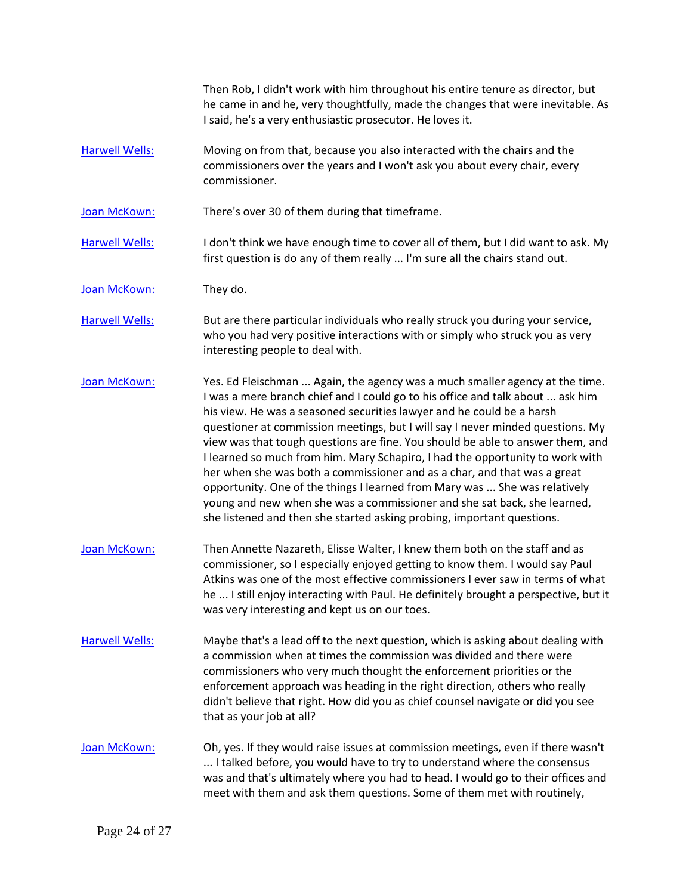Then Rob, I didn't work with him throughout his entire tenure as director, but he came in and he, very thoughtfully, made the changes that were inevitable. As I said, he's a very enthusiastic prosecutor. He loves it.

**Harwell Wells:** Moving on from that, because you also interacted with the chairs and the commissioners over the years and I won't ask you about every chair, every commissioner.

**Joan McKown:** There's over 30 of them during that timeframe.

**Harwell Wells:** I don't think we have enough time to cover all of them, but I did want to ask. My first question is do any of them really ... I'm sure all the chairs stand out.

**Joan McKown:** They do.

**Harwell Wells:** But are there particular individuals who really struck you during your service, who you had very positive interactions with or simply who struck you as very interesting people to deal with.

**Joan McKown:** Yes. Ed Fleischman ... Again, the agency was a much smaller agency at the time. I was a mere branch chief and I could go to his office and talk about ... ask him his view. He was a seasoned securities lawyer and he could be a harsh questioner at commission meetings, but I will say I never minded questions. My view was that tough questions are fine. You should be able to answer them, and I learned so much from him. Mary Schapiro, I had the opportunity to work with her when she was both a commissioner and as a char, and that was a great opportunity. One of the things I learned from Mary was ... She was relatively young and new when she was a commissioner and she sat back, she learned, she listened and then she started asking probing, important questions.

**Joan McKown:** Then Annette Nazareth, Elisse Walter, I knew them both on the staff and as commissioner, so I especially enjoyed getting to know them. I would say Paul Atkins was one of the most effective commissioners I ever saw in terms of what he ... I still enjoy interacting with Paul. He definitely brought a perspective, but it was very interesting and kept us on our toes.

**Harwell Wells:** Maybe that's a lead off to the next question, which is asking about dealing with a commission when at times the commission was divided and there were commissioners who very much thought the enforcement priorities or the enforcement approach was heading in the right direction, others who really didn't believe that right. How did you as chief counsel navigate or did you see that as your job at all?

**Joan McKown:** Oh, yes. If they would raise issues at commission meetings, even if there wasn't ... I talked before, you would have to try to understand where the consensus was and that's ultimately where you had to head. I would go to their offices and meet with them and ask them questions. Some of them met with routinely,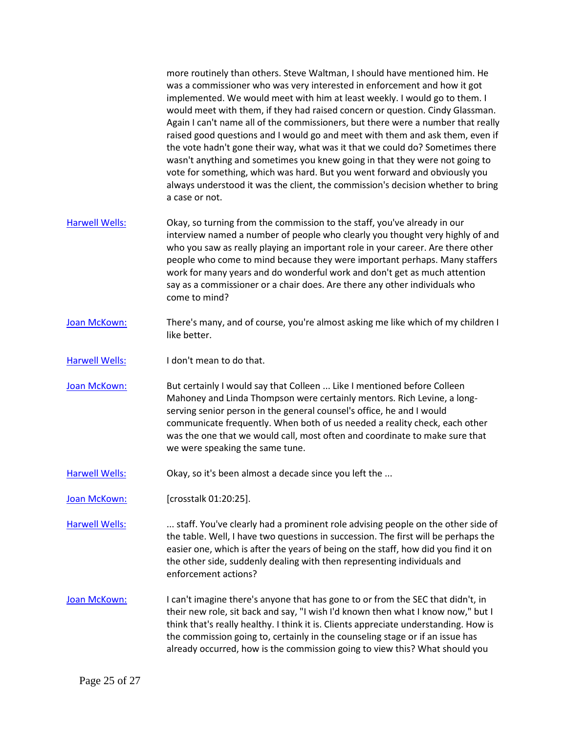more routinely than others. Steve Waltman, I should have mentioned him. He was a commissioner who was very interested in enforcement and how it got implemented. We would meet with him at least weekly. I would go to them. I would meet with them, if they had raised concern or question. Cindy Glassman. Again I can't name all of the commissioners, but there were a number that really raised good questions and I would go and meet with them and ask them, even if the vote hadn't gone their way, what was it that we could do? Sometimes there wasn't anything and sometimes you knew going in that they were not going to vote for something, which was hard. But you went forward and obviously you always understood it was the client, the commission's decision whether to bring a case or not.

**Harwell Wells:** Okay, so turning from the commission to the staff, you've already in our interview named a number of people who clearly you thought very highly of and who you saw as really playing an important role in your career. Are there other people who come to mind because they were important perhaps. Many staffers work for many years and do wonderful work and don't get as much attention say as a commissioner or a chair does. Are there any other individuals who come to mind?

**Joan McKown:** There's many, and of course, you're almost asking me like which of my children I like better.

**Harwell Wells:** I don't mean to do that.

**Joan McKown:** But certainly I would say that Colleen ... Like I mentioned before Colleen Mahoney and Linda Thompson were certainly mentors. Rich Levine, a long-serving senior person in the general counsel's office, he and I would communicate frequently. When both of us needed a reality check, each other was the one that we would call, most often and coordinate to make sure that we were speaking the same tune.

**Harwell Wells:** Okay, so it's been almost a decade since you left the ...

**Joan McKown:** [crosstalk 01:20:25].

**Harwell Wells:** ... staff. You've clearly had a prominent role advising people on the other side of the table. Well, I have two questions in succession. The first will be perhaps the easier one, which is after the years of being on the staff, how did you find it on the other side, suddenly dealing with then representing individuals and enforcement actions?

**Joan McKown:** I can't imagine there's anyone that has gone to or from the SEC that didn't, in their new role, sit back and say, "I wish I'd known then what I know now," but I think that's really healthy. I think it is. Clients appreciate understanding. How is the commission going to, certainly in the counseling stage or if an issue has already occurred, how is the commission going to view this? What should you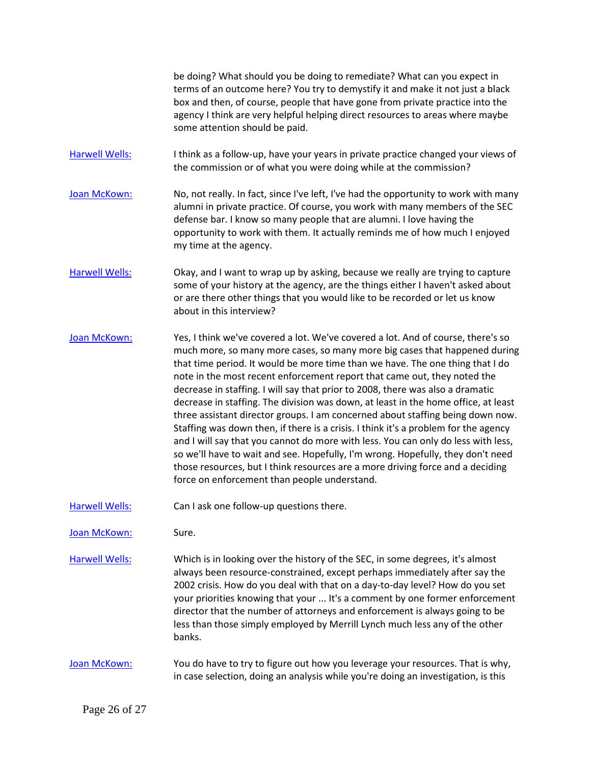be doing? What should you be doing to remediate? What can you expect in terms of an outcome here? You try to demystify it and make it not just a black box and then, of course, people that have gone from private practice into the agency I think are very helpful helping direct resources to areas where maybe some attention should be paid.

**Harwell Wells:** I think as a follow-up, have your years in private practice changed your views of the commission or of what you were doing while at the commission?

**Joan McKown:** No, not really. In fact, since I've left, I've had the opportunity to work with many alumni in private practice. Of course, you work with many members of the SEC defense bar. I know so many people that are alumni. I love having the opportunity to work with them. It actually reminds me of how much I enjoyed my time at the agency.

**Harwell Wells:** Okay, and I want to wrap up by asking, because we really are trying to capture some of your history at the agency, are the things either I haven't asked about or are there other things that you would like to be recorded or let us know about in this interview?

**Joan McKown:** Yes, I think we've covered a lot. We've covered a lot. And of course, there's so much more, so many more cases, so many more big cases that happened during that time period. It would be more time than we have. The one thing that I do note in the most recent enforcement report that came out, they noted the decrease in staffing. I will say that prior to 2008, there was also a dramatic decrease in staffing. The division was down, at least in the home office, at least three assistant director groups. I am concerned about staffing being down now. Staffing was down then, if there is a crisis. I think it's a problem for the agency and I will say that you cannot do more with less. You can only do less with less, so we'll have to wait and see. Hopefully, I'm wrong. Hopefully, they don't need those resources, but I think resources are a more driving force and a deciding force on enforcement than people understand.

**Harwell Wells:** Can I ask one follow-up questions there.

**Joan McKown:** Sure.

**Harwell Wells:** Which is in looking over the history of the SEC, in some degrees, it's almost always been resource-constrained, except perhaps immediately after say the 2002 crisis. How do you deal with that on a day-to-day level? How do you set your priorities knowing that your ... It's a comment by one former enforcement director that the number of attorneys and enforcement is always going to be less than those simply employed by Merrill Lynch much less any of the other banks.

**Joan McKown:** You do have to try to figure out how you leverage your resources. That is why, in case selection, doing an analysis while you're doing an investigation, is this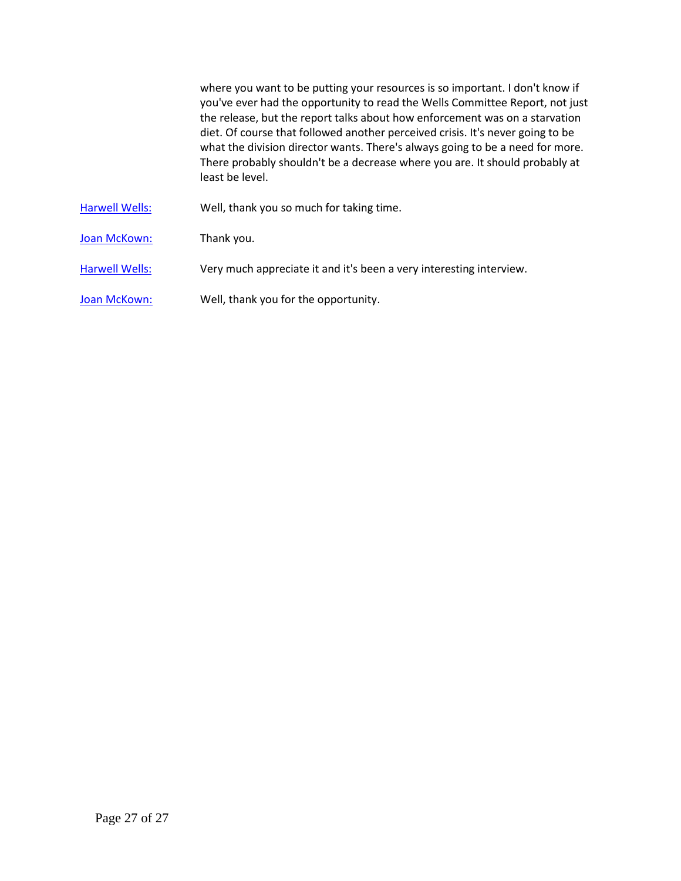where you want to be putting your resources is so important. I don't know if you've ever had the opportunity to read the Wells Committee Report, not just the release, but the report talks about how enforcement was on a starvation diet. Of course that followed another perceived crisis. It's never going to be what the division director wants. There's always going to be a need for more. There probably shouldn't be a decrease where you are. It should probably at least be level.

Harwell Wells: Well, thank you so much for taking time.

Joan McKown: Thank you.

Harwell Wells: Very much appreciate it and it's been a very interesting interview.

Joan McKown: Well, thank you for the opportunity.